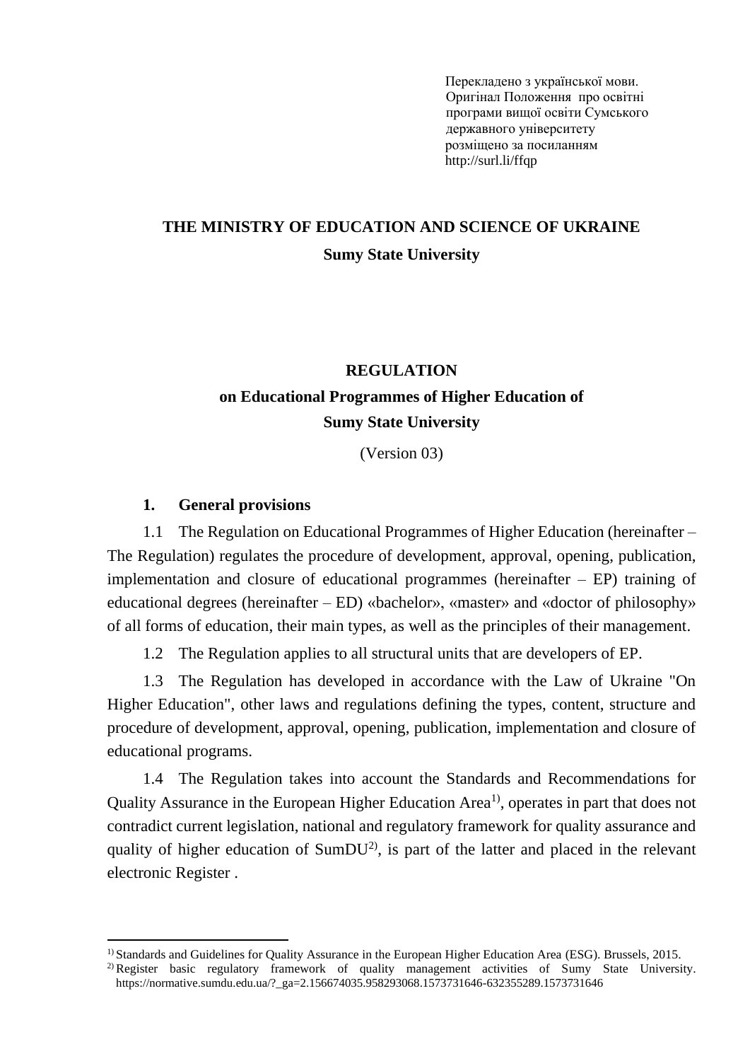Перекладено з української мови.
Оригінал Положення про освітні програми вищої освіти Сумського державного університету розміщено за посиланням http://surl.li/ffqp

**THE MINISTRY OF EDUCATION AND SCIENCE OF UKRAINE**

**Sumy State University**

# REGULATION
# on Educational Programmes of Higher Education of Sumy State University

(Version 03)

## 1. General provisions

1.1 The Regulation on Educational Programmes of Higher Education (hereinafter – The Regulation) regulates the procedure of development, approval, opening, publication, implementation and closure of educational programmes (hereinafter – EP) training of educational degrees (hereinafter – ED) «bachelor», «master» and «doctor of philosophy» of all forms of education, their main types, as well as the principles of their management.

1.2 The Regulation applies to all structural units that are developers of EP.

1.3 The Regulation has developed in accordance with the Law of Ukraine "On Higher Education", other laws and regulations defining the types, content, structure and procedure of development, approval, opening, publication, implementation and closure of educational programs.

1.4 The Regulation takes into account the Standards and Recommendations for Quality Assurance in the European Higher Education Area[1)], operates in part that does not contradict current legislation, national and regulatory framework for quality assurance and quality of higher education of SumDU[2)], is part of the latter and placed in the relevant electronic Register .

---

[1)] Standards and Guidelines for Quality Assurance in the European Higher Education Area (ESG). Brussels, 2015.

[2)] Register basic regulatory framework of quality management activities of Sumy State University. https://normative.sumdu.edu.ua/?_ga=2.156674035.958293068.1573731646-632355289.1573731646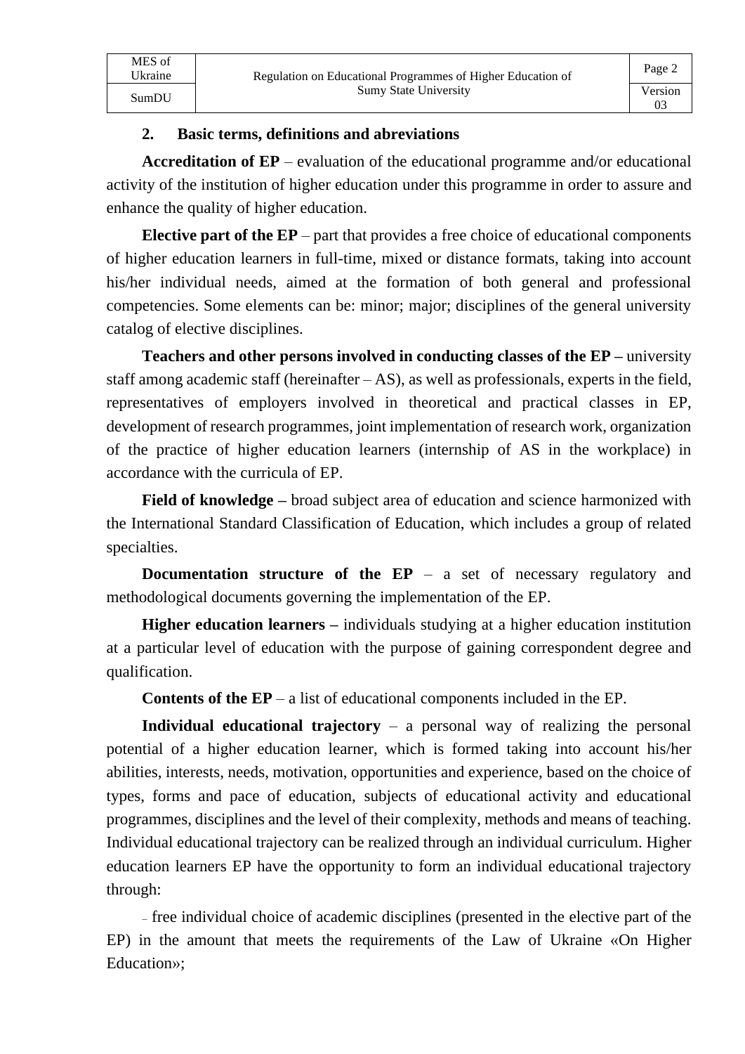## 2. Basic terms, definitions and abreviations

**Accreditation of EP** – evaluation of the educational programme and/or educational activity of the institution of higher education under this programme in order to assure and enhance the quality of higher education.

**Elective part of the EP** – part that provides a free choice of educational components of higher education learners in full-time, mixed or distance formats, taking into account his/her individual needs, aimed at the formation of both general and professional competencies. Some elements can be: minor; major; disciplines of the general university catalog of elective disciplines.

**Teachers and other persons involved in conducting classes of the EP –** university staff among academic staff (hereinafter – AS), as well as professionals, experts in the field, representatives of employers involved in theoretical and practical classes in EP, development of research programmes, joint implementation of research work, organization of the practice of higher education learners (internship of AS in the workplace) in accordance with the curricula of EP.

**Field of knowledge –** broad subject area of education and science harmonized with the International Standard Classification of Education, which includes a group of related specialties.

**Documentation structure of the EP** – a set of necessary regulatory and methodological documents governing the implementation of the EP.

**Higher education learners –** individuals studying at a higher education institution at a particular level of education with the purpose of gaining correspondent degree and qualification.

**Contents of the EP** – a list of educational components included in the EP.

**Individual educational trajectory** – a personal way of realizing the personal potential of a higher education learner, which is formed taking into account his/her abilities, interests, needs, motivation, opportunities and experience, based on the choice of types, forms and pace of education, subjects of educational activity and educational programmes, disciplines and the level of their complexity, methods and means of teaching. Individual educational trajectory can be realized through an individual curriculum. Higher education learners EP have the opportunity to form an individual educational trajectory through:

– free individual choice of academic disciplines (presented in the elective part of the EP) in the amount that meets the requirements of the Law of Ukraine «On Higher Education»;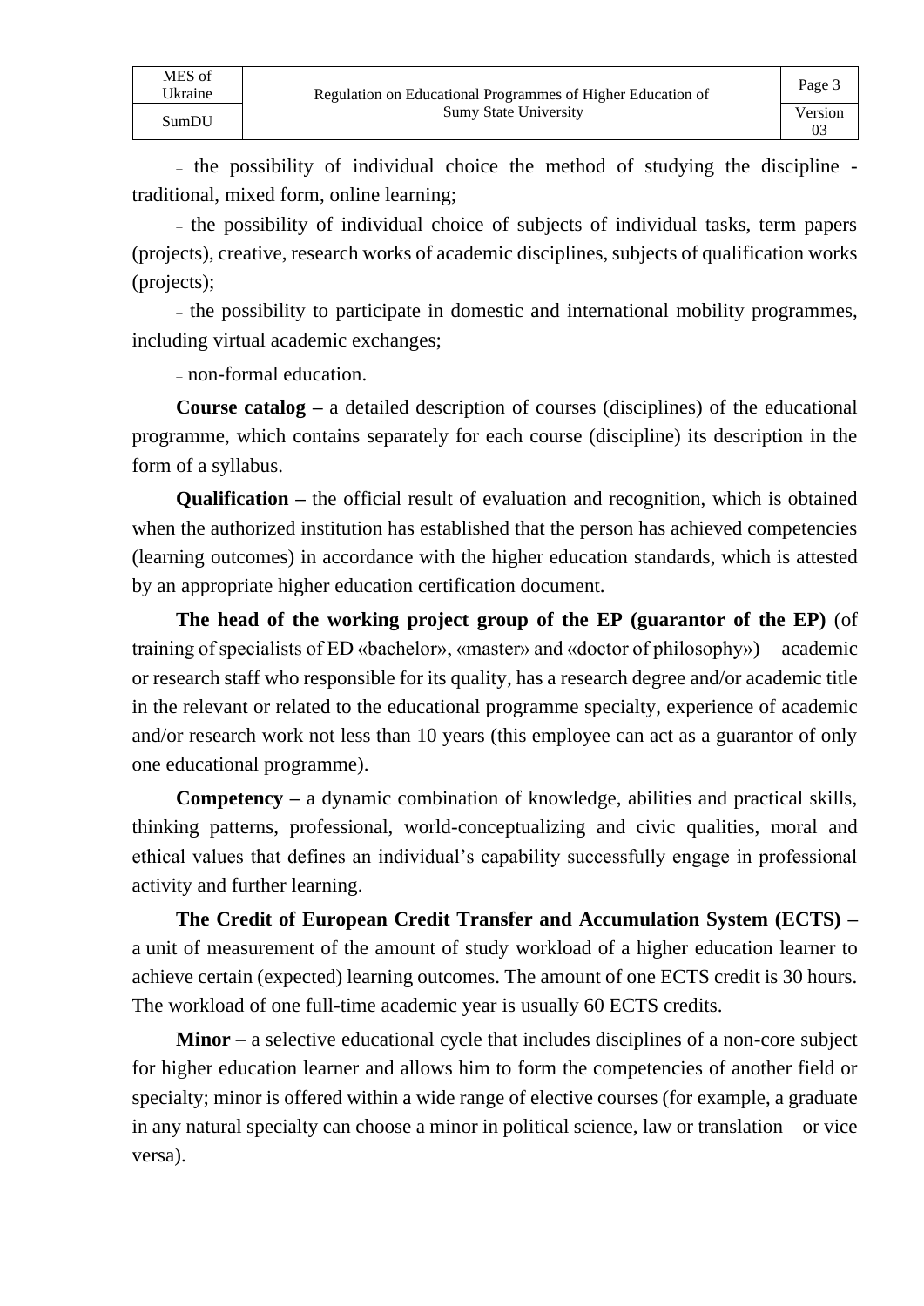- the possibility of individual choice the method of studying the discipline - traditional, mixed form, online learning;
- the possibility of individual choice of subjects of individual tasks, term papers (projects), creative, research works of academic disciplines, subjects of qualification works (projects);
- the possibility to participate in domestic and international mobility programmes, including virtual academic exchanges;
- non-formal education.

**Course catalog –** a detailed description of courses (disciplines) of the educational programme, which contains separately for each course (discipline) its description in the form of a syllabus.

**Qualification –** the official result of evaluation and recognition, which is obtained when the authorized institution has established that the person has achieved competencies (learning outcomes) in accordance with the higher education standards, which is attested by an appropriate higher education certification document.

**The head of the working project group of the EP (guarantor of the EP)** (of training of specialists of ED «bachelor», «master» and «doctor of philosophy») – academic or research staff who responsible for its quality, has a research degree and/or academic title in the relevant or related to the educational programme specialty, experience of academic and/or research work not less than 10 years (this employee can act as a guarantor of only one educational programme).

**Competency –** a dynamic combination of knowledge, abilities and practical skills, thinking patterns, professional, world-conceptualizing and civic qualities, moral and ethical values that defines an individual's capability successfully engage in professional activity and further learning.

**The Credit of European Credit Transfer and Accumulation System (ECTS) –** a unit of measurement of the amount of study workload of a higher education learner to achieve certain (expected) learning outcomes. The amount of one ECTS credit is 30 hours. The workload of one full-time academic year is usually 60 ECTS credits.

**Minor** – a selective educational cycle that includes disciplines of a non-core subject for higher education learner and allows him to form the competencies of another field or specialty; minor is offered within a wide range of elective courses (for example, a graduate in any natural specialty can choose a minor in political science, law or translation – or vice versa).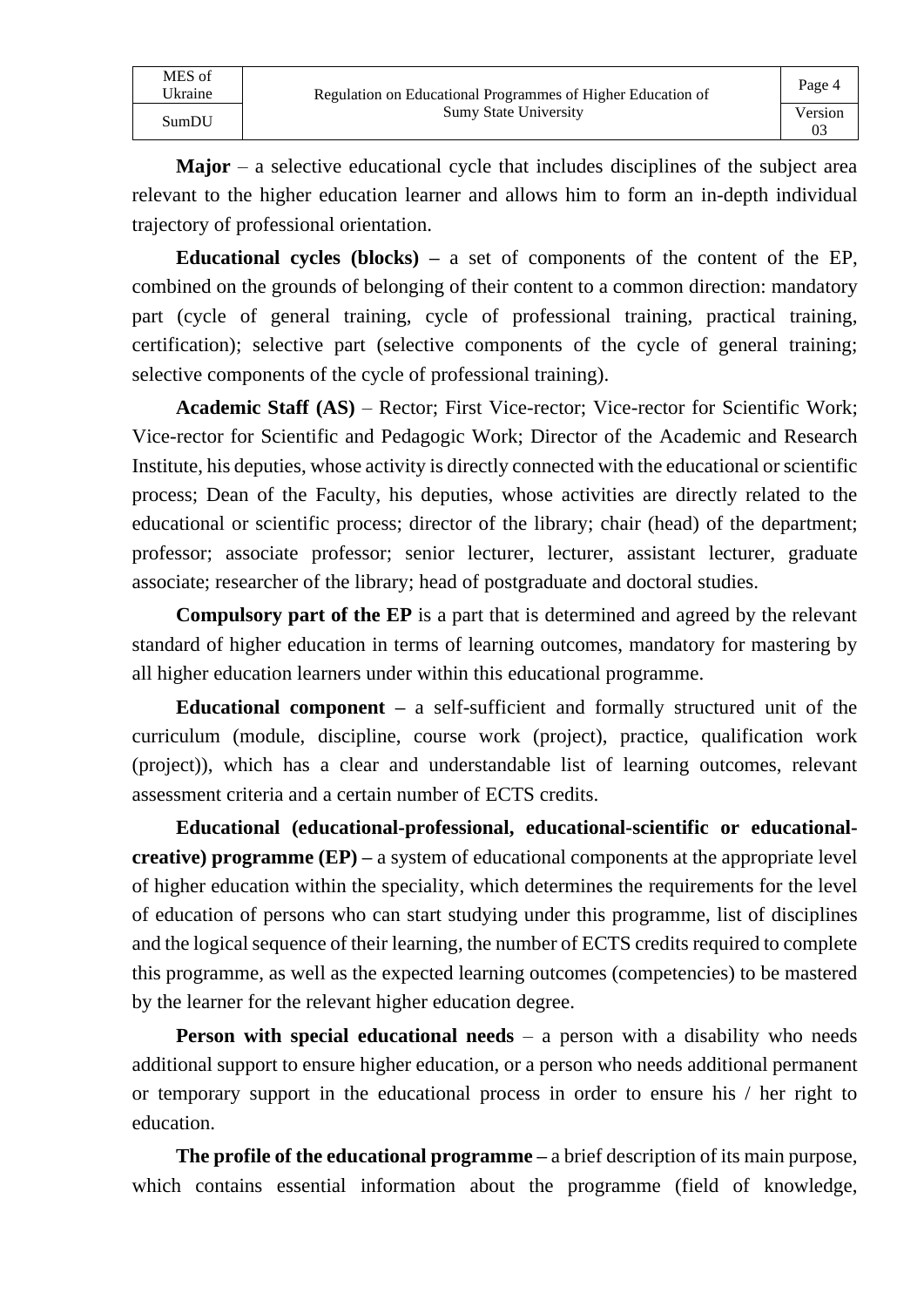**Major** – a selective educational cycle that includes disciplines of the subject area relevant to the higher education learner and allows him to form an in-depth individual trajectory of professional orientation.

**Educational cycles (blocks) –** a set of components of the content of the EP, combined on the grounds of belonging of their content to a common direction: mandatory part (cycle of general training, cycle of professional training, practical training, certification); selective part (selective components of the cycle of general training; selective components of the cycle of professional training).

**Academic Staff (AS)** – Rector; First Vice-rector; Vice-rector for Scientific Work; Vice-rector for Scientific and Pedagogic Work; Director of the Academic and Research Institute, his deputies, whose activity is directly connected with the educational or scientific process; Dean of the Faculty, his deputies, whose activities are directly related to the educational or scientific process; director of the library; chair (head) of the department; professor; associate professor; senior lecturer, lecturer, assistant lecturer, graduate associate; researcher of the library; head of postgraduate and doctoral studies.

**Compulsory part of the EP** is a part that is determined and agreed by the relevant standard of higher education in terms of learning outcomes, mandatory for mastering by all higher education learners under within this educational programme.

**Educational component –** a self-sufficient and formally structured unit of the curriculum (module, discipline, course work (project), practice, qualification work (project)), which has a clear and understandable list of learning outcomes, relevant assessment criteria and a certain number of ECTS credits.

**Educational (educational-professional, educational-scientific or educational-creative) programme (EP) –** a system of educational components at the appropriate level of higher education within the speciality, which determines the requirements for the level of education of persons who can start studying under this programme, list of disciplines and the logical sequence of their learning, the number of ECTS credits required to complete this programme, as well as the expected learning outcomes (competencies) to be mastered by the learner for the relevant higher education degree.

**Person with special educational needs** – a person with a disability who needs additional support to ensure higher education, or a person who needs additional permanent or temporary support in the educational process in order to ensure his / her right to education.

**The profile of the educational programme –** a brief description of its main purpose, which contains essential information about the programme (field of knowledge,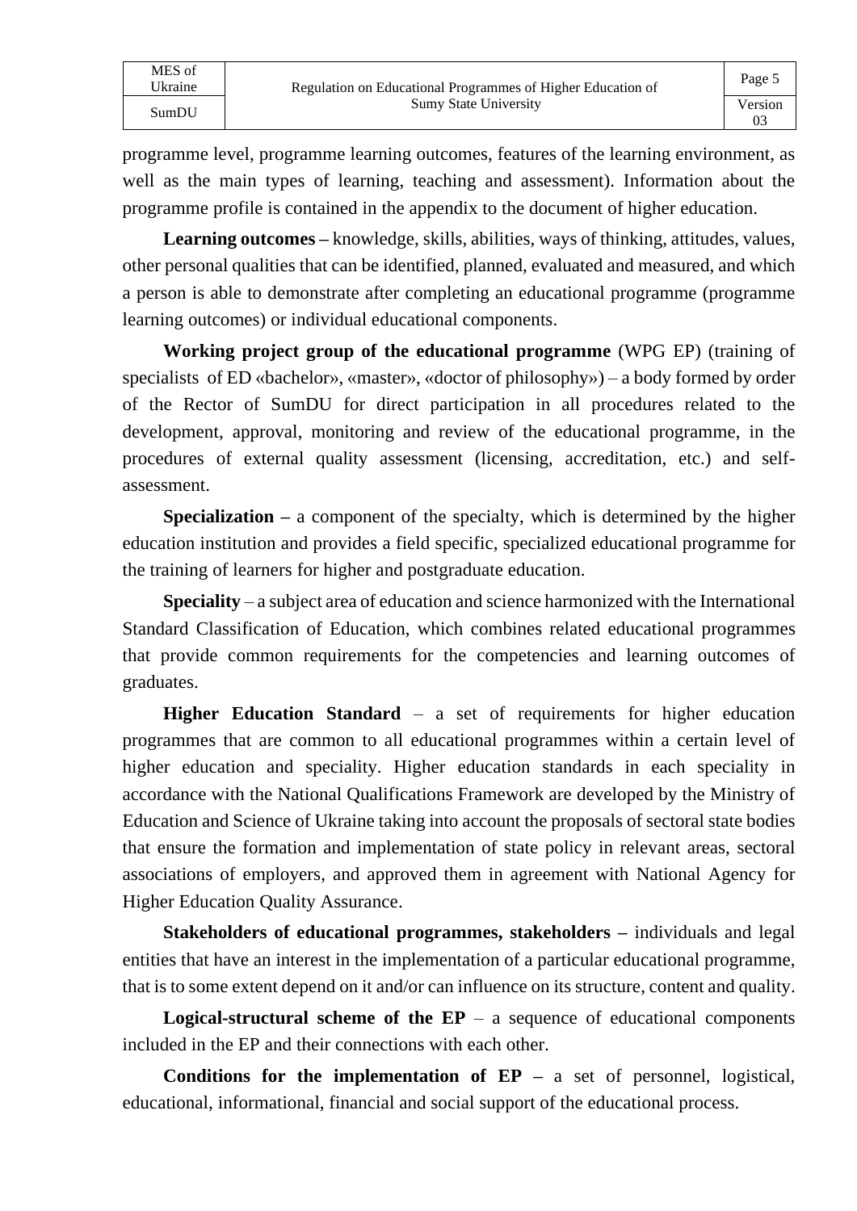programme level, programme learning outcomes, features of the learning environment, as well as the main types of learning, teaching and assessment). Information about the programme profile is contained in the appendix to the document of higher education.

**Learning outcomes –** knowledge, skills, abilities, ways of thinking, attitudes, values, other personal qualities that can be identified, planned, evaluated and measured, and which a person is able to demonstrate after completing an educational programme (programme learning outcomes) or individual educational components.

**Working project group of the educational programme** (WPG EP) (training of specialists of ED «bachelor», «master», «doctor of philosophy») – a body formed by order of the Rector of SumDU for direct participation in all procedures related to the development, approval, monitoring and review of the educational programme, in the procedures of external quality assessment (licensing, accreditation, etc.) and self-assessment.

**Specialization –** a component of the specialty, which is determined by the higher education institution and provides a field specific, specialized educational programme for the training of learners for higher and postgraduate education.

**Speciality** – a subject area of education and science harmonized with the International Standard Classification of Education, which combines related educational programmes that provide common requirements for the competencies and learning outcomes of graduates.

**Higher Education Standard** – a set of requirements for higher education programmes that are common to all educational programmes within a certain level of higher education and speciality. Higher education standards in each speciality in accordance with the National Qualifications Framework are developed by the Ministry of Education and Science of Ukraine taking into account the proposals of sectoral state bodies that ensure the formation and implementation of state policy in relevant areas, sectoral associations of employers, and approved them in agreement with National Agency for Higher Education Quality Assurance.

**Stakeholders of educational programmes, stakeholders –** individuals and legal entities that have an interest in the implementation of a particular educational programme, that is to some extent depend on it and/or can influence on its structure, content and quality.

**Logical-structural scheme of the EP** – a sequence of educational components included in the EP and their connections with each other.

**Conditions for the implementation of EP –** a set of personnel, logistical, educational, informational, financial and social support of the educational process.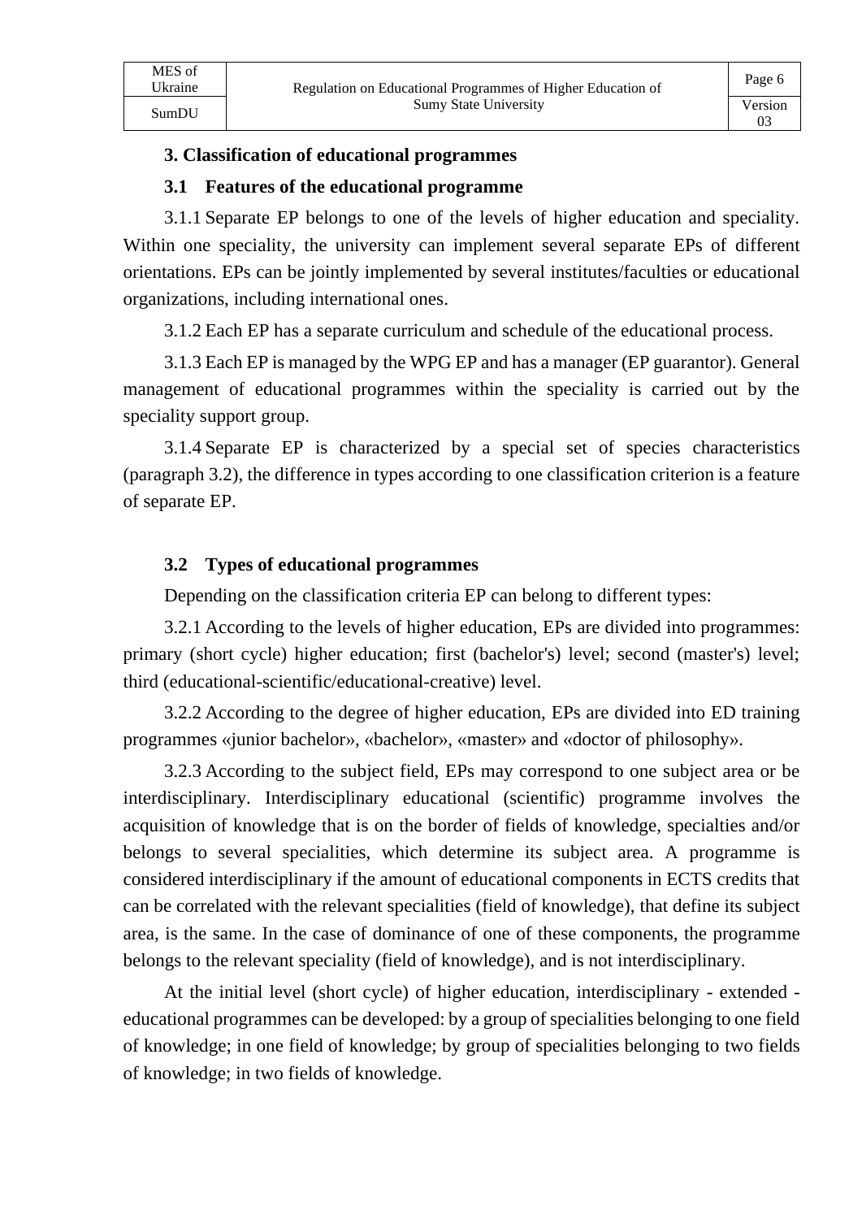## 3. Classification of educational programmes

### 3.1 Features of the educational programme

3.1.1 Separate EP belongs to one of the levels of higher education and speciality. Within one speciality, the university can implement several separate EPs of different orientations. EPs can be jointly implemented by several institutes/faculties or educational organizations, including international ones.

3.1.2 Each EP has a separate curriculum and schedule of the educational process.

3.1.3 Each EP is managed by the WPG EP and has a manager (EP guarantor). General management of educational programmes within the speciality is carried out by the speciality support group.

3.1.4 Separate EP is characterized by a special set of species characteristics (paragraph 3.2), the difference in types according to one classification criterion is a feature of separate EP.

### 3.2 Types of educational programmes

Depending on the classification criteria EP can belong to different types:

3.2.1 According to the levels of higher education, EPs are divided into programmes: primary (short cycle) higher education; first (bachelor's) level; second (master's) level; third (educational-scientific/educational-creative) level.

3.2.2 According to the degree of higher education, EPs are divided into ED training programmes «junior bachelor», «bachelor», «master» and «doctor of philosophy».

3.2.3 According to the subject field, EPs may correspond to one subject area or be interdisciplinary. Interdisciplinary educational (scientific) programme involves the acquisition of knowledge that is on the border of fields of knowledge, specialties and/or belongs to several specialities, which determine its subject area. A programme is considered interdisciplinary if the amount of educational components in ECTS credits that can be correlated with the relevant specialities (field of knowledge), that define its subject area, is the same. In the case of dominance of one of these components, the programme belongs to the relevant speciality (field of knowledge), and is not interdisciplinary.

At the initial level (short cycle) of higher education, interdisciplinary - extended - educational programmes can be developed: by a group of specialities belonging to one field of knowledge; in one field of knowledge; by group of specialities belonging to two fields of knowledge; in two fields of knowledge.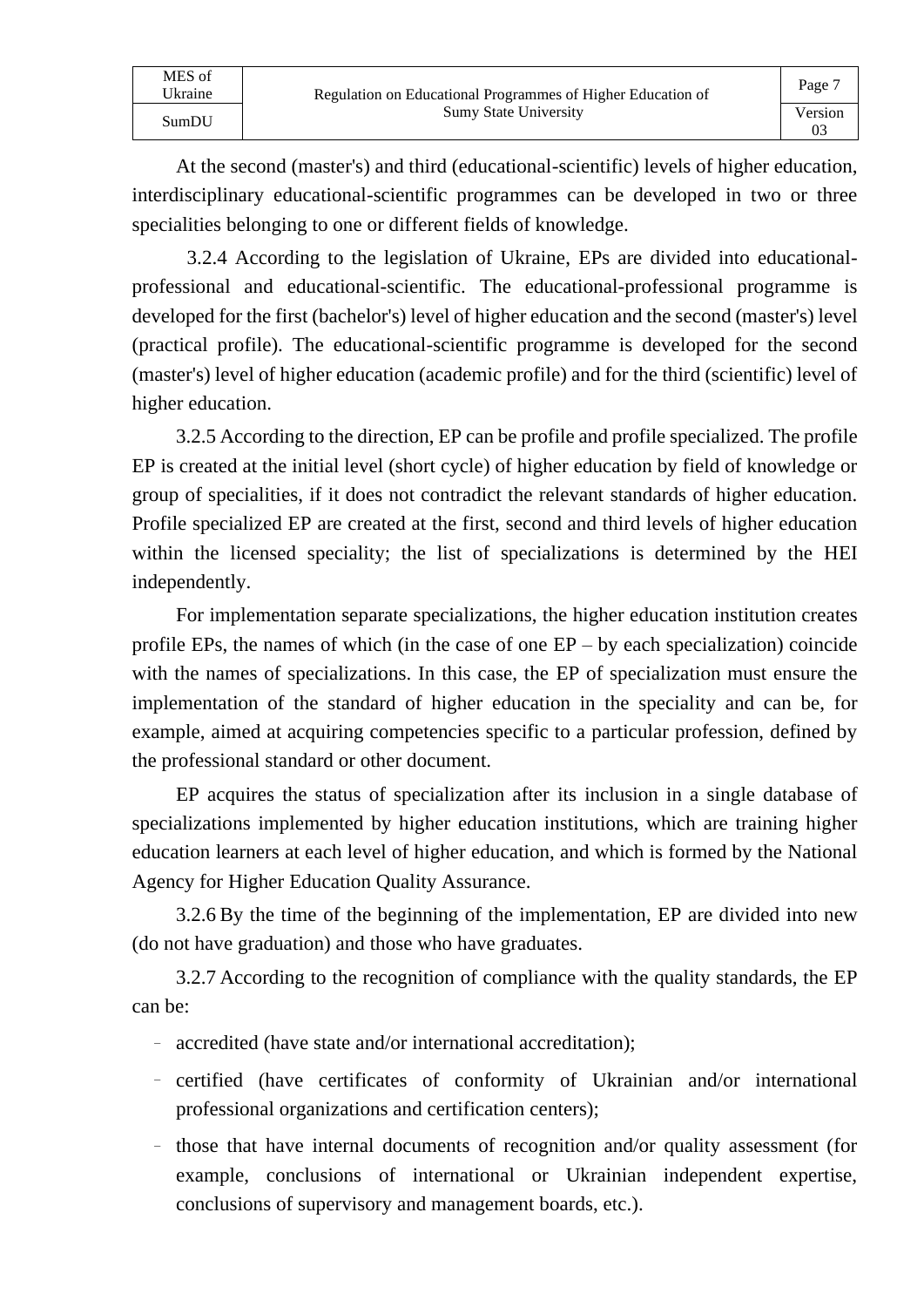At the second (master's) and third (educational-scientific) levels of higher education, interdisciplinary educational-scientific programmes can be developed in two or three specialities belonging to one or different fields of knowledge.

3.2.4 According to the legislation of Ukraine, EPs are divided into educational-professional and educational-scientific. The educational-professional programme is developed for the first (bachelor's) level of higher education and the second (master's) level (practical profile). The educational-scientific programme is developed for the second (master's) level of higher education (academic profile) and for the third (scientific) level of higher education.

3.2.5 According to the direction, EP can be profile and profile specialized. The profile EP is created at the initial level (short cycle) of higher education by field of knowledge or group of specialities, if it does not contradict the relevant standards of higher education. Profile specialized EP are created at the first, second and third levels of higher education within the licensed speciality; the list of specializations is determined by the HEI independently.

For implementation separate specializations, the higher education institution creates profile EPs, the names of which (in the case of one EP – by each specialization) coincide with the names of specializations. In this case, the EP of specialization must ensure the implementation of the standard of higher education in the speciality and can be, for example, aimed at acquiring competencies specific to a particular profession, defined by the professional standard or other document.

EP acquires the status of specialization after its inclusion in a single database of specializations implemented by higher education institutions, which are training higher education learners at each level of higher education, and which is formed by the National Agency for Higher Education Quality Assurance.

3.2.6 By the time of the beginning of the implementation, EP are divided into new (do not have graduation) and those who have graduates.

3.2.7 According to the recognition of compliance with the quality standards, the EP can be:

- accredited (have state and/or international accreditation);
- certified (have certificates of conformity of Ukrainian and/or international professional organizations and certification centers);
- those that have internal documents of recognition and/or quality assessment (for example, conclusions of international or Ukrainian independent expertise, conclusions of supervisory and management boards, etc.).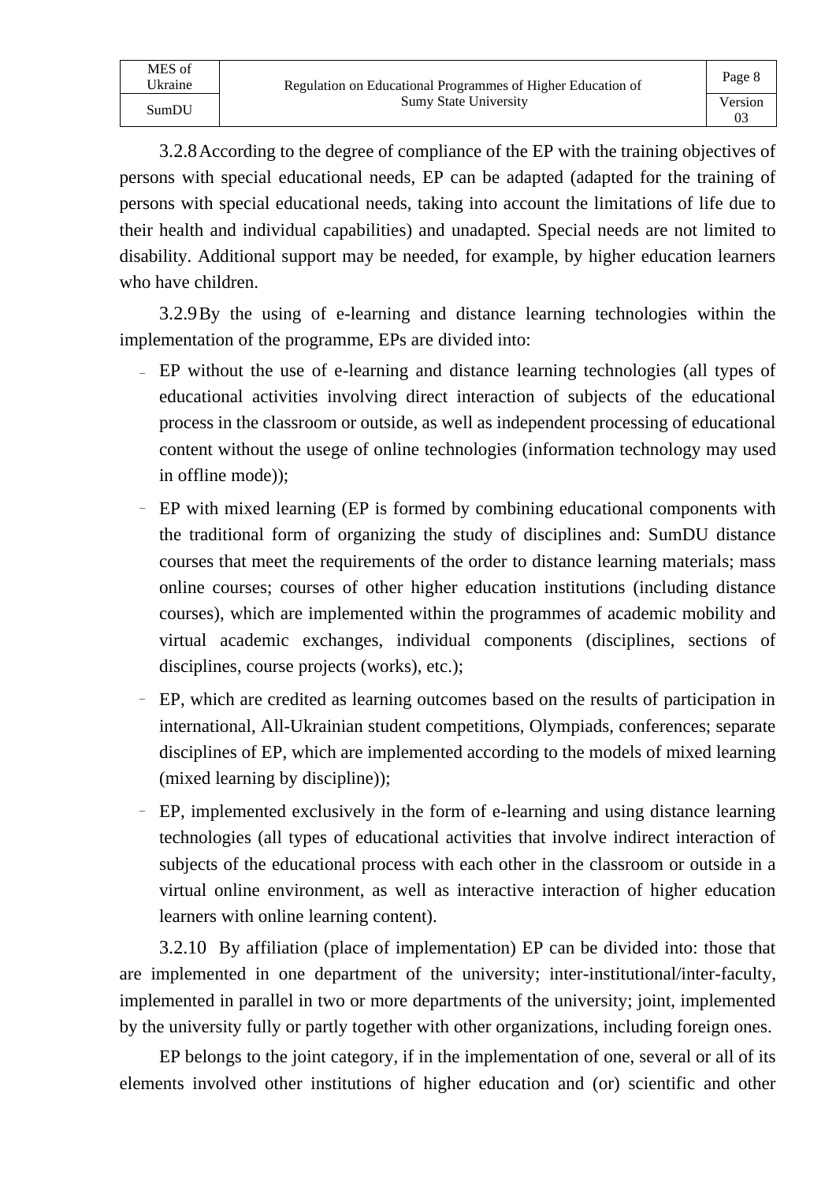3.2.8 According to the degree of compliance of the EP with the training objectives of persons with special educational needs, EP can be adapted (adapted for the training of persons with special educational needs, taking into account the limitations of life due to their health and individual capabilities) and unadapted. Special needs are not limited to disability. Additional support may be needed, for example, by higher education learners who have children.

3.2.9 By the using of e-learning and distance learning technologies within the implementation of the programme, EPs are divided into:

- EP without the use of e-learning and distance learning technologies (all types of educational activities involving direct interaction of subjects of the educational process in the classroom or outside, as well as independent processing of educational content without the usege of online technologies (information technology may used in offline mode));
- EP with mixed learning (EP is formed by combining educational components with the traditional form of organizing the study of disciplines and: SumDU distance courses that meet the requirements of the order to distance learning materials; mass online courses; courses of other higher education institutions (including distance courses), which are implemented within the programmes of academic mobility and virtual academic exchanges, individual components (disciplines, sections of disciplines, course projects (works), etc.);
- EP, which are credited as learning outcomes based on the results of participation in international, All-Ukrainian student competitions, Olympiads, conferences; separate disciplines of EP, which are implemented according to the models of mixed learning (mixed learning by discipline));
- EP, implemented exclusively in the form of e-learning and using distance learning technologies (all types of educational activities that involve indirect interaction of subjects of the educational process with each other in the classroom or outside in a virtual online environment, as well as interactive interaction of higher education learners with online learning content).

3.2.10 By affiliation (place of implementation) EP can be divided into: those that are implemented in one department of the university; inter-institutional/inter-faculty, implemented in parallel in two or more departments of the university; joint, implemented by the university fully or partly together with other organizations, including foreign ones.

EP belongs to the joint category, if in the implementation of one, several or all of its elements involved other institutions of higher education and (or) scientific and other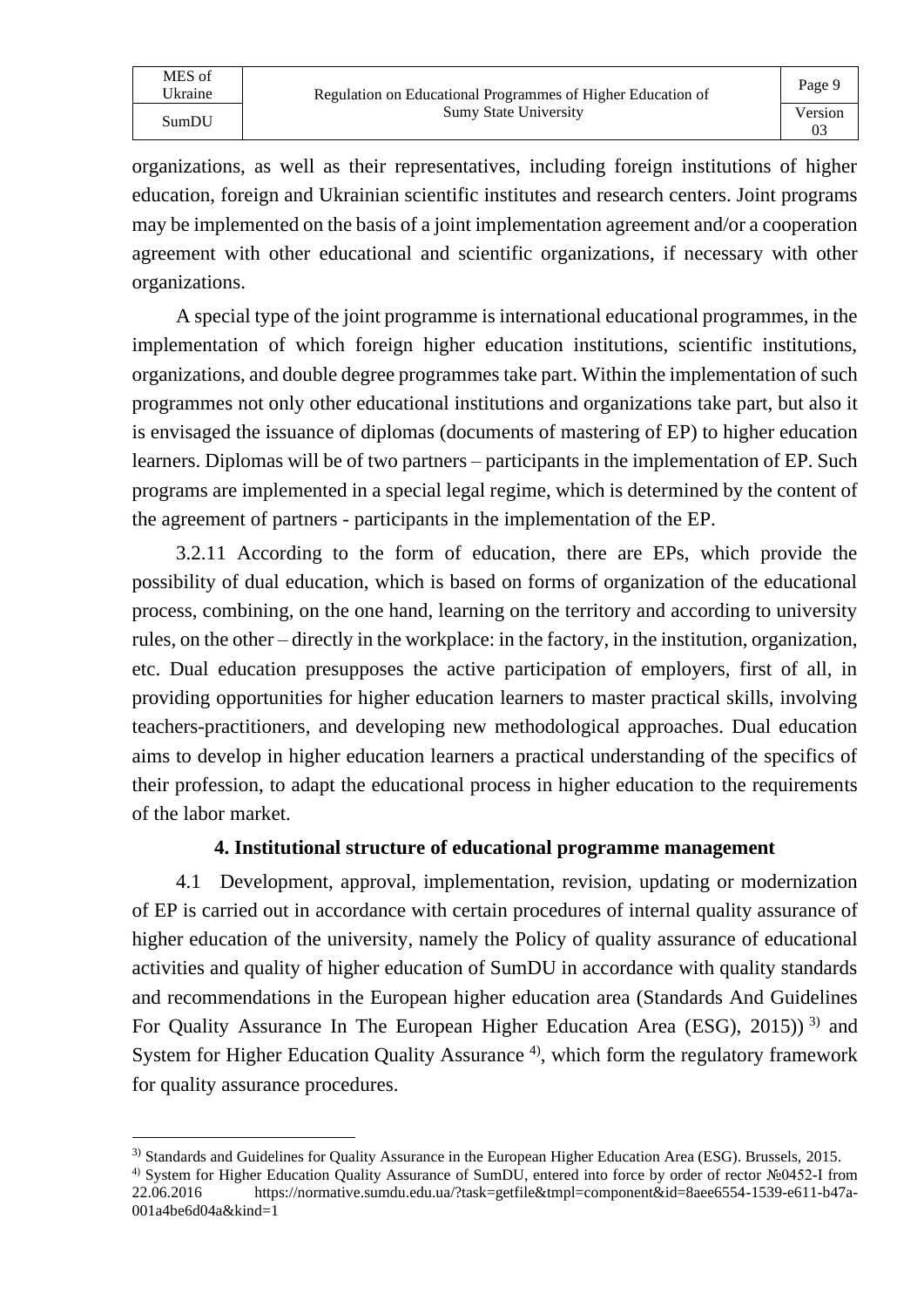organizations, as well as their representatives, including foreign institutions of higher education, foreign and Ukrainian scientific institutes and research centers. Joint programs may be implemented on the basis of a joint implementation agreement and/or a cooperation agreement with other educational and scientific organizations, if necessary with other organizations.

A special type of the joint programme is international educational programmes, in the implementation of which foreign higher education institutions, scientific institutions, organizations, and double degree programmes take part. Within the implementation of such programmes not only other educational institutions and organizations take part, but also it is envisaged the issuance of diplomas (documents of mastering of EP) to higher education learners. Diplomas will be of two partners – participants in the implementation of EP. Such programs are implemented in a special legal regime, which is determined by the content of the agreement of partners - participants in the implementation of the EP.

3.2.11 According to the form of education, there are EPs, which provide the possibility of dual education, which is based on forms of organization of the educational process, combining, on the one hand, learning on the territory and according to university rules, on the other – directly in the workplace: in the factory, in the institution, organization, etc. Dual education presupposes the active participation of employers, first of all, in providing opportunities for higher education learners to master practical skills, involving teachers-practitioners, and developing new methodological approaches. Dual education aims to develop in higher education learners a practical understanding of the specifics of their profession, to adapt the educational process in higher education to the requirements of the labor market.

## 4. Institutional structure of educational programme management

4.1 Development, approval, implementation, revision, updating or modernization of EP is carried out in accordance with certain procedures of internal quality assurance of higher education of the university, namely the Policy of quality assurance of educational activities and quality of higher education of SumDU in accordance with quality standards and recommendations in the European higher education area (Standards And Guidelines For Quality Assurance In The European Higher Education Area (ESG), 2015)) [3)] and System for Higher Education Quality Assurance [4)], which form the regulatory framework for quality assurance procedures.

---

[3)] Standards and Guidelines for Quality Assurance in the European Higher Education Area (ESG). Brussels, 2015.

[4)] System for Higher Education Quality Assurance of SumDU, entered into force by order of rector №0452-I from 22.06.2016 https://normative.sumdu.edu.ua/?task=getfile&tmpl=component&id=8aee6554-1539-e611-b47a-001a4be6d04a&kind=1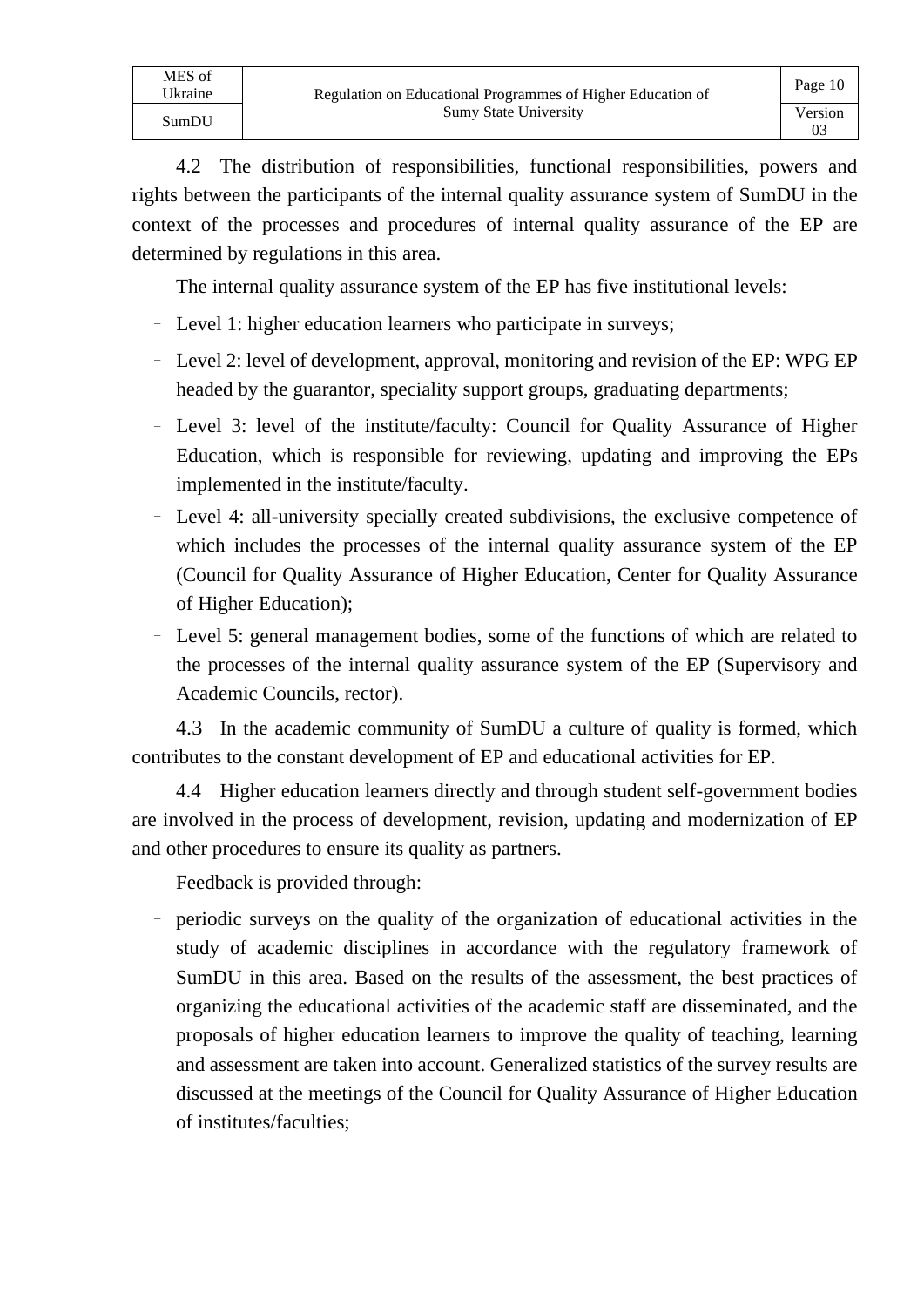4.2 The distribution of responsibilities, functional responsibilities, powers and rights between the participants of the internal quality assurance system of SumDU in the context of the processes and procedures of internal quality assurance of the EP are determined by regulations in this area.

The internal quality assurance system of the EP has five institutional levels:

- Level 1: higher education learners who participate in surveys;
- Level 2: level of development, approval, monitoring and revision of the EP: WPG EP headed by the guarantor, speciality support groups, graduating departments;
- Level 3: level of the institute/faculty: Council for Quality Assurance of Higher Education, which is responsible for reviewing, updating and improving the EPs implemented in the institute/faculty.
- Level 4: all-university specially created subdivisions, the exclusive competence of which includes the processes of the internal quality assurance system of the EP (Council for Quality Assurance of Higher Education, Center for Quality Assurance of Higher Education);
- Level 5: general management bodies, some of the functions of which are related to the processes of the internal quality assurance system of the EP (Supervisory and Academic Councils, rector).

4.3 In the academic community of SumDU a culture of quality is formed, which contributes to the constant development of EP and educational activities for EP.

4.4 Higher education learners directly and through student self-government bodies are involved in the process of development, revision, updating and modernization of EP and other procedures to ensure its quality as partners.

Feedback is provided through:

- periodic surveys on the quality of the organization of educational activities in the study of academic disciplines in accordance with the regulatory framework of SumDU in this area. Based on the results of the assessment, the best practices of organizing the educational activities of the academic staff are disseminated, and the proposals of higher education learners to improve the quality of teaching, learning and assessment are taken into account. Generalized statistics of the survey results are discussed at the meetings of the Council for Quality Assurance of Higher Education of institutes/faculties;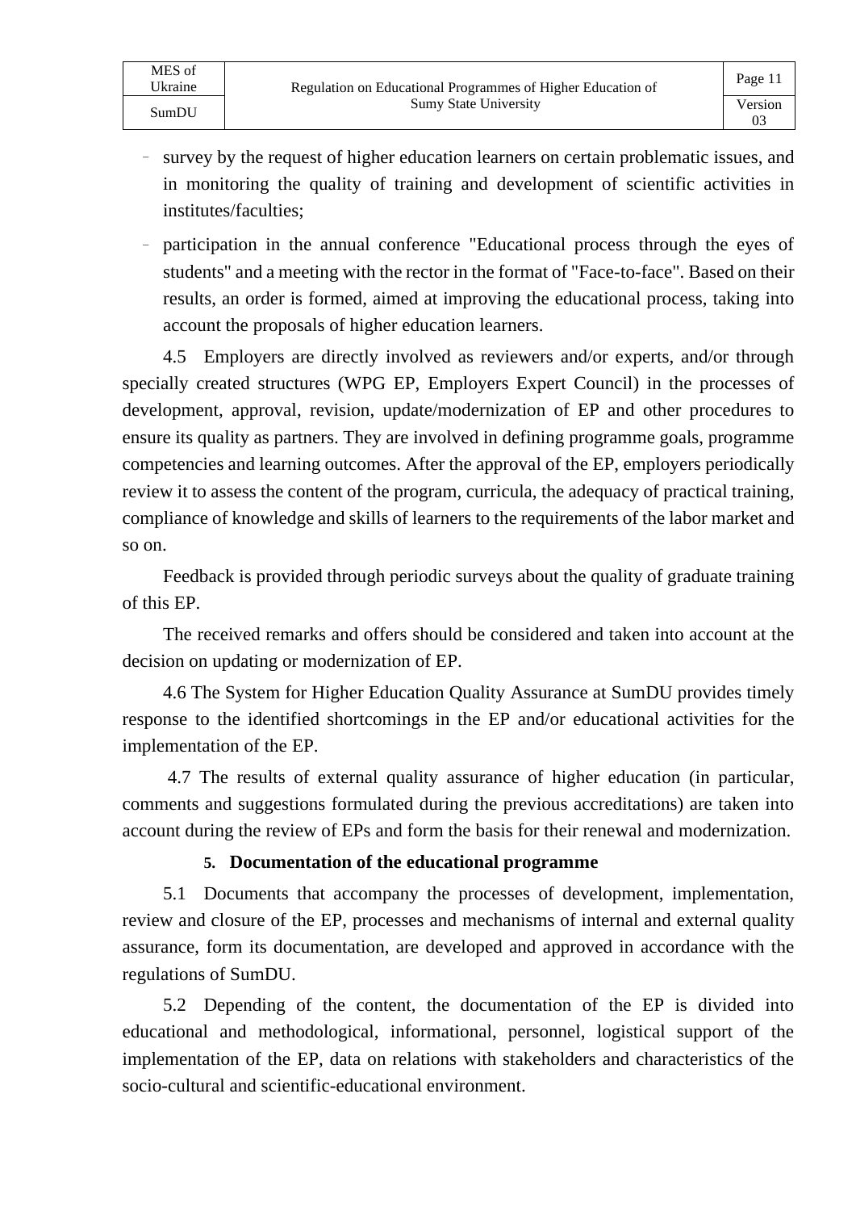- survey by the request of higher education learners on certain problematic issues, and in monitoring the quality of training and development of scientific activities in institutes/faculties;
- participation in the annual conference "Educational process through the eyes of students" and a meeting with the rector in the format of "Face-to-face". Based on their results, an order is formed, aimed at improving the educational process, taking into account the proposals of higher education learners.

4.5 Employers are directly involved as reviewers and/or experts, and/or through specially created structures (WPG EP, Employers Expert Council) in the processes of development, approval, revision, update/modernization of EP and other procedures to ensure its quality as partners. They are involved in defining programme goals, programme competencies and learning outcomes. After the approval of the EP, employers periodically review it to assess the content of the program, curricula, the adequacy of practical training, compliance of knowledge and skills of learners to the requirements of the labor market and so on.

Feedback is provided through periodic surveys about the quality of graduate training of this EP.

The received remarks and offers should be considered and taken into account at the decision on updating or modernization of EP.

4.6 The System for Higher Education Quality Assurance at SumDU provides timely response to the identified shortcomings in the EP and/or educational activities for the implementation of the EP.

4.7 The results of external quality assurance of higher education (in particular, comments and suggestions formulated during the previous accreditations) are taken into account during the review of EPs and form the basis for their renewal and modernization.

## 5. Documentation of the educational programme

5.1 Documents that accompany the processes of development, implementation, review and closure of the EP, processes and mechanisms of internal and external quality assurance, form its documentation, are developed and approved in accordance with the regulations of SumDU.

5.2 Depending of the content, the documentation of the EP is divided into educational and methodological, informational, personnel, logistical support of the implementation of the EP, data on relations with stakeholders and characteristics of the socio-cultural and scientific-educational environment.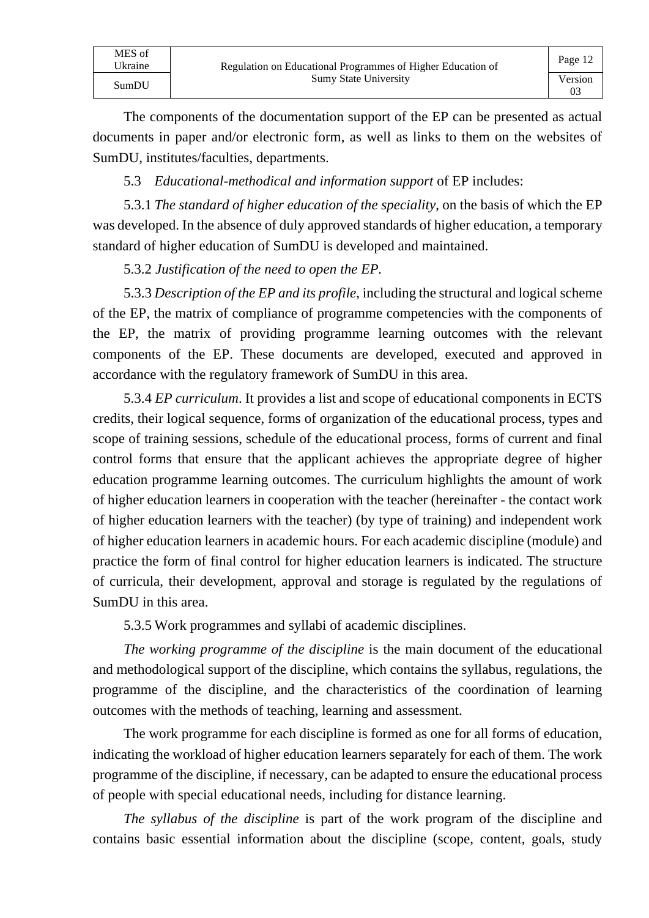The components of the documentation support of the EP can be presented as actual documents in paper and/or electronic form, as well as links to them on the websites of SumDU, institutes/faculties, departments.

5.3 *Educational-methodical and information support* of EP includes:

5.3.1 *The standard of higher education of the speciality*, on the basis of which the EP was developed. In the absence of duly approved standards of higher education, a temporary standard of higher education of SumDU is developed and maintained.

5.3.2 *Justification of the need to open the EP*.

5.3.3 *Description of the EP and its profile*, including the structural and logical scheme of the EP, the matrix of compliance of programme competencies with the components of the EP, the matrix of providing programme learning outcomes with the relevant components of the EP. These documents are developed, executed and approved in accordance with the regulatory framework of SumDU in this area.

5.3.4 *EP curriculum*. It provides a list and scope of educational components in ECTS credits, their logical sequence, forms of organization of the educational process, types and scope of training sessions, schedule of the educational process, forms of current and final control forms that ensure that the applicant achieves the appropriate degree of higher education programme learning outcomes. The curriculum highlights the amount of work of higher education learners in cooperation with the teacher (hereinafter - the contact work of higher education learners with the teacher) (by type of training) and independent work of higher education learners in academic hours. For each academic discipline (module) and practice the form of final control for higher education learners is indicated. The structure of curricula, their development, approval and storage is regulated by the regulations of SumDU in this area.

5.3.5 Work programmes and syllabi of academic disciplines.

*The working programme of the discipline* is the main document of the educational and methodological support of the discipline, which contains the syllabus, regulations, the programme of the discipline, and the characteristics of the coordination of learning outcomes with the methods of teaching, learning and assessment.

The work programme for each discipline is formed as one for all forms of education, indicating the workload of higher education learners separately for each of them. The work programme of the discipline, if necessary, can be adapted to ensure the educational process of people with special educational needs, including for distance learning.

*The syllabus of the discipline* is part of the work program of the discipline and contains basic essential information about the discipline (scope, content, goals, study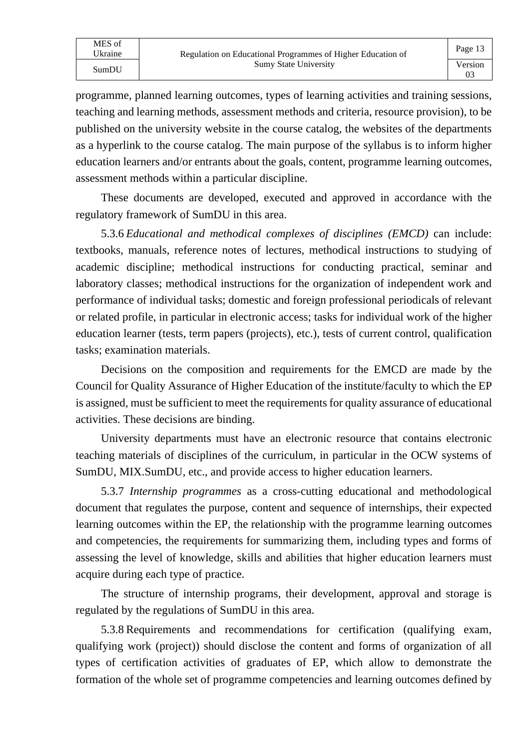programme, planned learning outcomes, types of learning activities and training sessions, teaching and learning methods, assessment methods and criteria, resource provision), to be published on the university website in the course catalog, the websites of the departments as a hyperlink to the course catalog. The main purpose of the syllabus is to inform higher education learners and/or entrants about the goals, content, programme learning outcomes, assessment methods within a particular discipline.

These documents are developed, executed and approved in accordance with the regulatory framework of SumDU in this area.

5.3.6 *Educational and methodical complexes of disciplines (EMCD)* can include: textbooks, manuals, reference notes of lectures, methodical instructions to studying of academic discipline; methodical instructions for conducting practical, seminar and laboratory classes; methodical instructions for the organization of independent work and performance of individual tasks; domestic and foreign professional periodicals of relevant or related profile, in particular in electronic access; tasks for individual work of the higher education learner (tests, term papers (projects), etc.), tests of current control, qualification tasks; examination materials.

Decisions on the composition and requirements for the EMCD are made by the Council for Quality Assurance of Higher Education of the institute/faculty to which the EP is assigned, must be sufficient to meet the requirements for quality assurance of educational activities. These decisions are binding.

University departments must have an electronic resource that contains electronic teaching materials of disciplines of the curriculum, in particular in the OCW systems of SumDU, MIX.SumDU, etc., and provide access to higher education learners.

5.3.7 *Internship programmes* as a cross-cutting educational and methodological document that regulates the purpose, content and sequence of internships, their expected learning outcomes within the EP, the relationship with the programme learning outcomes and competencies, the requirements for summarizing them, including types and forms of assessing the level of knowledge, skills and abilities that higher education learners must acquire during each type of practice.

The structure of internship programs, their development, approval and storage is regulated by the regulations of SumDU in this area.

5.3.8 Requirements and recommendations for certification (qualifying exam, qualifying work (project)) should disclose the content and forms of organization of all types of certification activities of graduates of EP, which allow to demonstrate the formation of the whole set of programme competencies and learning outcomes defined by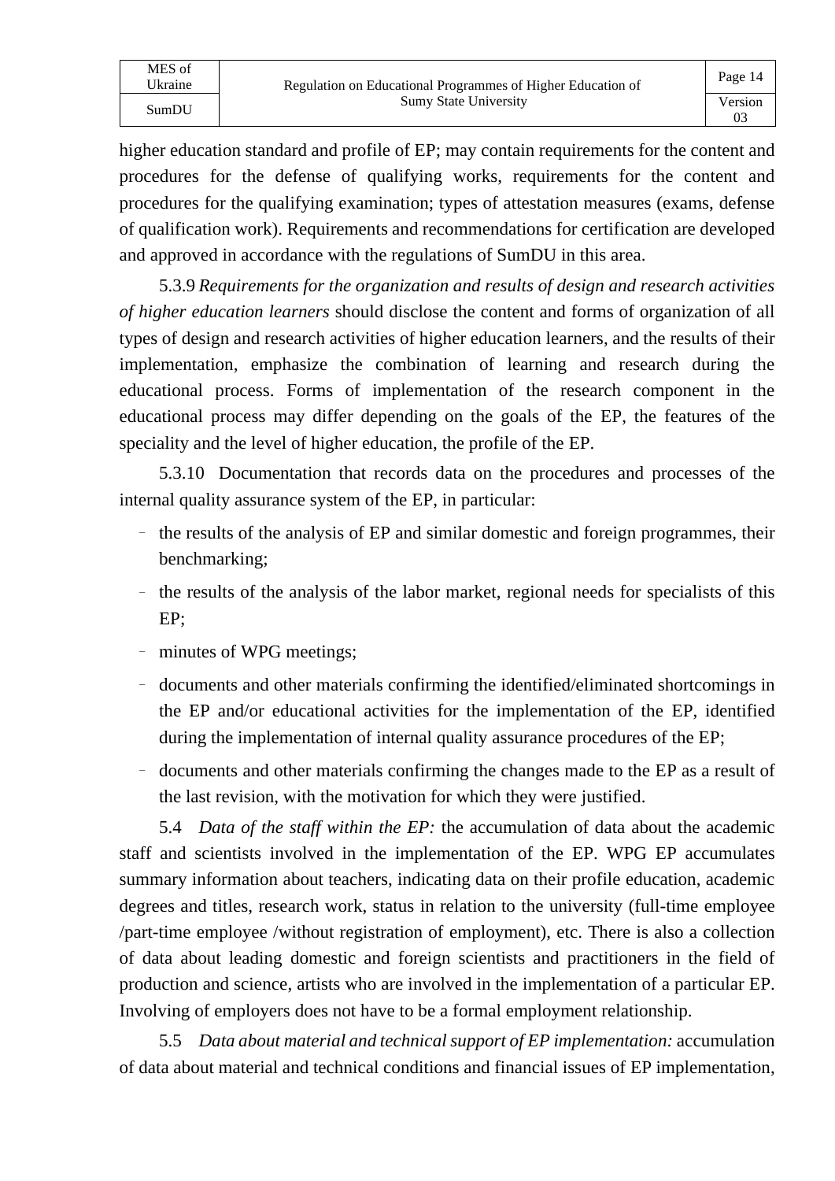higher education standard and profile of EP; may contain requirements for the content and procedures for the defense of qualifying works, requirements for the content and procedures for the qualifying examination; types of attestation measures (exams, defense of qualification work). Requirements and recommendations for certification are developed and approved in accordance with the regulations of SumDU in this area.

5.3.9 *Requirements for the organization and results of design and research activities of higher education learners* should disclose the content and forms of organization of all types of design and research activities of higher education learners, and the results of their implementation, emphasize the combination of learning and research during the educational process. Forms of implementation of the research component in the educational process may differ depending on the goals of the EP, the features of the speciality and the level of higher education, the profile of the EP.

5.3.10 Documentation that records data on the procedures and processes of the internal quality assurance system of the EP, in particular:

- the results of the analysis of EP and similar domestic and foreign programmes, their benchmarking;
- the results of the analysis of the labor market, regional needs for specialists of this EP;
- minutes of WPG meetings;
- documents and other materials confirming the identified/eliminated shortcomings in the EP and/or educational activities for the implementation of the EP, identified during the implementation of internal quality assurance procedures of the EP;
- documents and other materials confirming the changes made to the EP as a result of the last revision, with the motivation for which they were justified.

5.4 *Data of the staff within the EP:* the accumulation of data about the academic staff and scientists involved in the implementation of the EP. WPG EP accumulates summary information about teachers, indicating data on their profile education, academic degrees and titles, research work, status in relation to the university (full-time employee /part-time employee /without registration of employment), etc. There is also a collection of data about leading domestic and foreign scientists and practitioners in the field of production and science, artists who are involved in the implementation of a particular EP. Involving of employers does not have to be a formal employment relationship.

5.5 *Data about material and technical support of EP implementation:* accumulation of data about material and technical conditions and financial issues of EP implementation,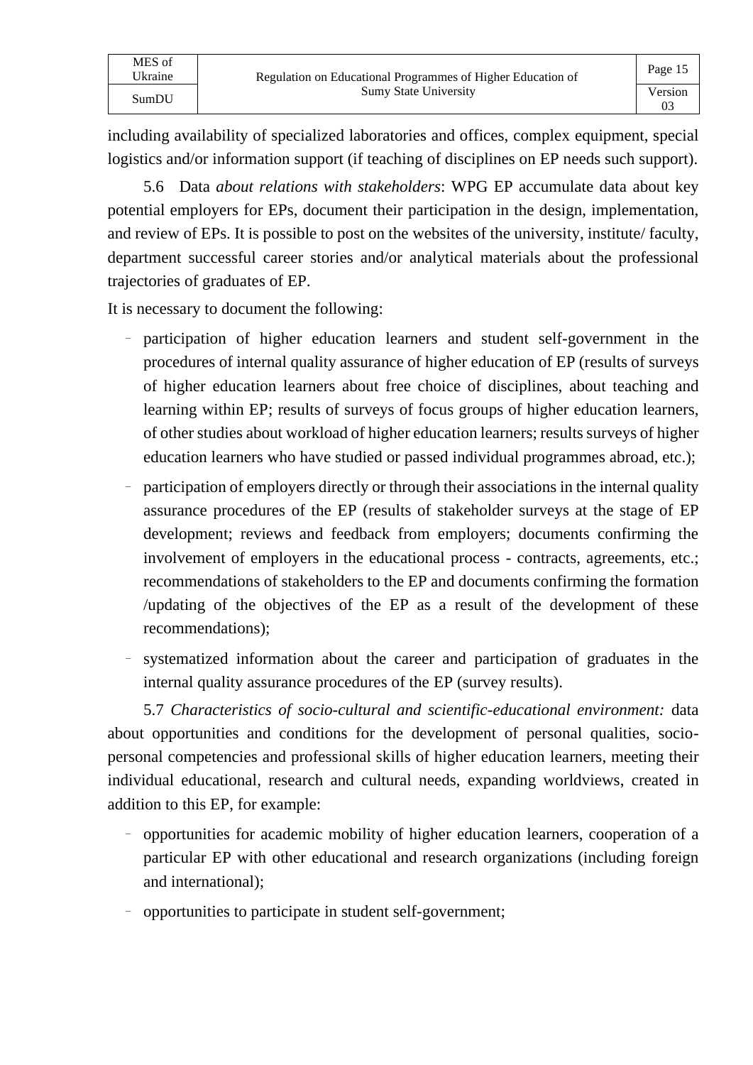including availability of specialized laboratories and offices, complex equipment, special logistics and/or information support (if teaching of disciplines on EP needs such support).

5.6 Data *about relations with stakeholders*: WPG EP accumulate data about key potential employers for EPs, document their participation in the design, implementation, and review of EPs. It is possible to post on the websites of the university, institute/ faculty, department successful career stories and/or analytical materials about the professional trajectories of graduates of EP.

It is necessary to document the following:

- participation of higher education learners and student self-government in the procedures of internal quality assurance of higher education of EP (results of surveys of higher education learners about free choice of disciplines, about teaching and learning within EP; results of surveys of focus groups of higher education learners, of other studies about workload of higher education learners; results surveys of higher education learners who have studied or passed individual programmes abroad, etc.);
- participation of employers directly or through their associations in the internal quality assurance procedures of the EP (results of stakeholder surveys at the stage of EP development; reviews and feedback from employers; documents confirming the involvement of employers in the educational process - contracts, agreements, etc.; recommendations of stakeholders to the EP and documents confirming the formation /updating of the objectives of the EP as a result of the development of these recommendations);
- systematized information about the career and participation of graduates in the internal quality assurance procedures of the EP (survey results).

5.7 *Characteristics of socio-cultural and scientific-educational environment:* data about opportunities and conditions for the development of personal qualities, socio-personal competencies and professional skills of higher education learners, meeting their individual educational, research and cultural needs, expanding worldviews, created in addition to this EP, for example:

- opportunities for academic mobility of higher education learners, cooperation of a particular EP with other educational and research organizations (including foreign and international);
- opportunities to participate in student self-government;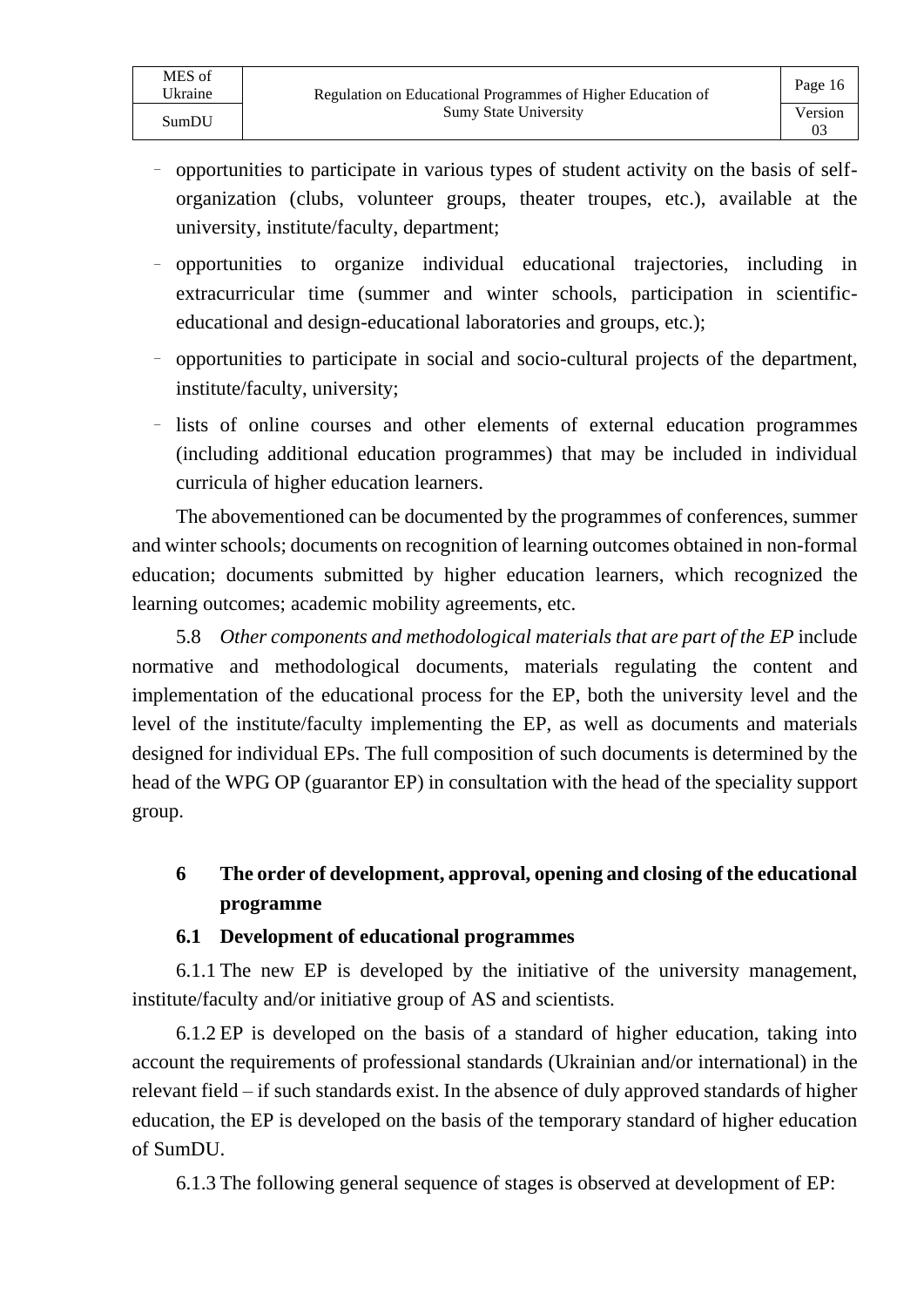- opportunities to participate in various types of student activity on the basis of self-organization (clubs, volunteer groups, theater troupes, etc.), available at the university, institute/faculty, department;
- opportunities to organize individual educational trajectories, including in extracurricular time (summer and winter schools, participation in scientific-educational and design-educational laboratories and groups, etc.);
- opportunities to participate in social and socio-cultural projects of the department, institute/faculty, university;
- lists of online courses and other elements of external education programmes (including additional education programmes) that may be included in individual curricula of higher education learners.

The abovementioned can be documented by the programmes of conferences, summer and winter schools; documents on recognition of learning outcomes obtained in non-formal education; documents submitted by higher education learners, which recognized the learning outcomes; academic mobility agreements, etc.

5.8 *Other components and methodological materials that are part of the EP* include normative and methodological documents, materials regulating the content and implementation of the educational process for the EP, both the university level and the level of the institute/faculty implementing the EP, as well as documents and materials designed for individual EPs. The full composition of such documents is determined by the head of the WPG OP (guarantor EP) in consultation with the head of the speciality support group.

## 6 The order of development, approval, opening and closing of the educational programme

### 6.1 Development of educational programmes

6.1.1 The new EP is developed by the initiative of the university management, institute/faculty and/or initiative group of AS and scientists.

6.1.2 EP is developed on the basis of a standard of higher education, taking into account the requirements of professional standards (Ukrainian and/or international) in the relevant field – if such standards exist. In the absence of duly approved standards of higher education, the EP is developed on the basis of the temporary standard of higher education of SumDU.

6.1.3 The following general sequence of stages is observed at development of EP: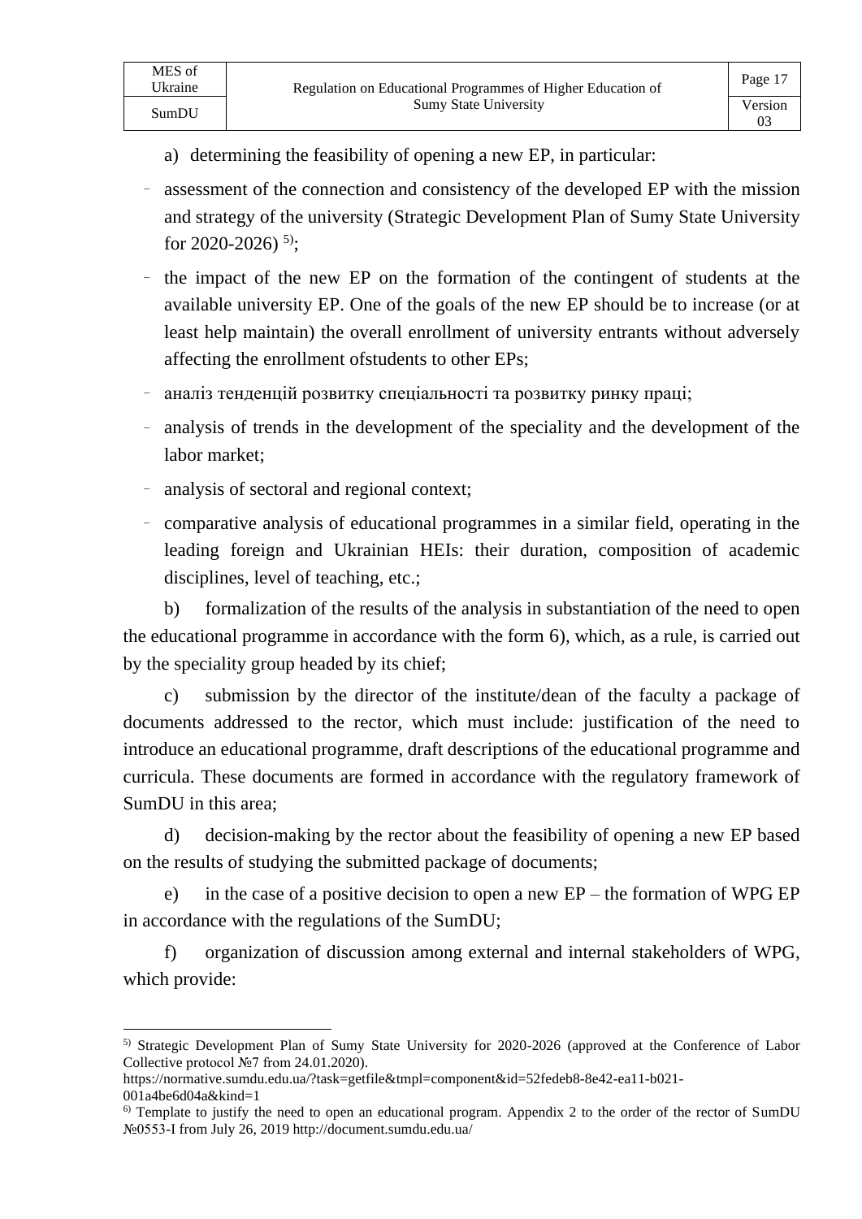a) determining the feasibility of opening a new EP, in particular:

- assessment of the connection and consistency of the developed EP with the mission and strategy of the university (Strategic Development Plan of Sumy State University for 2020-2026) [5];
- the impact of the new EP on the formation of the contingent of students at the available university EP. One of the goals of the new EP should be to increase (or at least help maintain) the overall enrollment of university entrants without adversely affecting the enrollment ofstudents to other EPs;
- аналіз тенденцій розвитку спеціальності та розвитку ринку праці;
- analysis of trends in the development of the speciality and the development of the labor market;
- analysis of sectoral and regional context;
- comparative analysis of educational programmes in a similar field, operating in the leading foreign and Ukrainian HEIs: their duration, composition of academic disciplines, level of teaching, etc.;

b) formalization of the results of the analysis in substantiation of the need to open the educational programme in accordance with the form 6), which, as a rule, is carried out by the speciality group headed by its chief;

c) submission by the director of the institute/dean of the faculty a package of documents addressed to the rector, which must include: justification of the need to introduce an educational programme, draft descriptions of the educational programme and curricula. These documents are formed in accordance with the regulatory framework of SumDU in this area;

d) decision-making by the rector about the feasibility of opening a new EP based on the results of studying the submitted package of documents;

e) in the case of a positive decision to open a new EP – the formation of WPG EP in accordance with the regulations of the SumDU;

f) organization of discussion among external and internal stakeholders of WPG, which provide:

---

[5] Strategic Development Plan of Sumy State University for 2020-2026 (approved at the Conference of Labor Collective protocol №7 from 24.01.2020).
https://normative.sumdu.edu.ua/?task=getfile&tmpl=component&id=52fedeb8-8e42-ea11-b021-001a4be6d04a&kind=1

[6] Template to justify the need to open an educational program. Appendix 2 to the order of the rector of SumDU №0553-I from July 26, 2019 http://document.sumdu.edu.ua/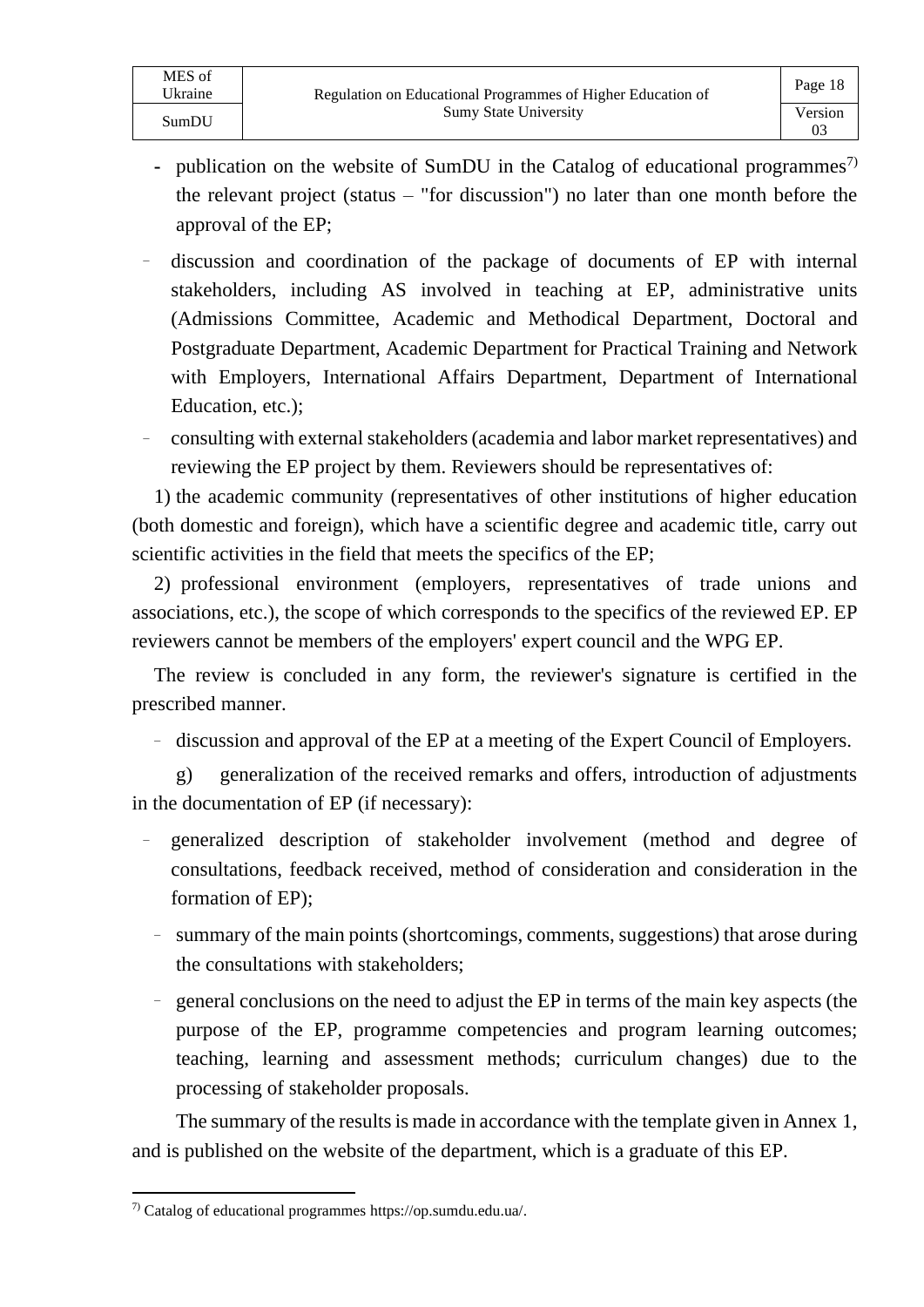- publication on the website of SumDU in the Catalog of educational programmes[7] the relevant project (status – "for discussion") no later than one month before the approval of the EP;
- discussion and coordination of the package of documents of EP with internal stakeholders, including AS involved in teaching at EP, administrative units (Admissions Committee, Academic and Methodical Department, Doctoral and Postgraduate Department, Academic Department for Practical Training and Network with Employers, International Affairs Department, Department of International Education, etc.);
- consulting with external stakeholders (academia and labor market representatives) and reviewing the EP project by them. Reviewers should be representatives of:

1) the academic community (representatives of other institutions of higher education (both domestic and foreign), which have a scientific degree and academic title, carry out scientific activities in the field that meets the specifics of the EP;

2) professional environment (employers, representatives of trade unions and associations, etc.), the scope of which corresponds to the specifics of the reviewed EP. EP reviewers cannot be members of the employers' expert council and the WPG EP.

The review is concluded in any form, the reviewer's signature is certified in the prescribed manner.

- discussion and approval of the EP at a meeting of the Expert Council of Employers.

g) generalization of the received remarks and offers, introduction of adjustments in the documentation of EP (if necessary):

- generalized description of stakeholder involvement (method and degree of consultations, feedback received, method of consideration and consideration in the formation of EP);
- summary of the main points (shortcomings, comments, suggestions) that arose during the consultations with stakeholders;
- general conclusions on the need to adjust the EP in terms of the main key aspects (the purpose of the EP, programme competencies and program learning outcomes; teaching, learning and assessment methods; curriculum changes) due to the processing of stakeholder proposals.

The summary of the results is made in accordance with the template given in Annex 1, and is published on the website of the department, which is a graduate of this EP.

---

[7] Catalog of educational programmes https://op.sumdu.edu.ua/.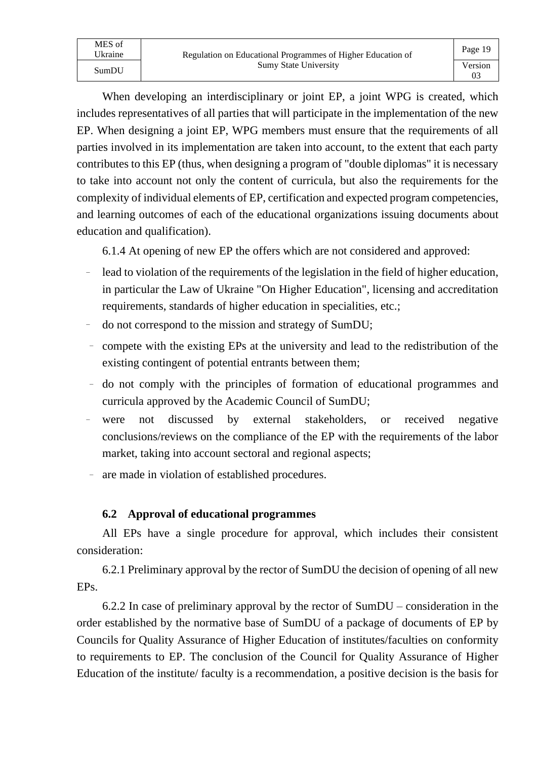When developing an interdisciplinary or joint EP, a joint WPG is created, which includes representatives of all parties that will participate in the implementation of the new EP. When designing a joint EP, WPG members must ensure that the requirements of all parties involved in its implementation are taken into account, to the extent that each party contributes to this EP (thus, when designing a program of "double diplomas" it is necessary to take into account not only the content of curricula, but also the requirements for the complexity of individual elements of EP, certification and expected program competencies, and learning outcomes of each of the educational organizations issuing documents about education and qualification).

6.1.4 At opening of new EP the offers which are not considered and approved:

- lead to violation of the requirements of the legislation in the field of higher education, in particular the Law of Ukraine "On Higher Education", licensing and accreditation requirements, standards of higher education in specialities, etc.;
- do not correspond to the mission and strategy of SumDU;
- compete with the existing EPs at the university and lead to the redistribution of the existing contingent of potential entrants between them;
- do not comply with the principles of formation of educational programmes and curricula approved by the Academic Council of SumDU;
- were not discussed by external stakeholders, or received negative conclusions/reviews on the compliance of the EP with the requirements of the labor market, taking into account sectoral and regional aspects;
- are made in violation of established procedures.

### 6.2 Approval of educational programmes

All EPs have a single procedure for approval, which includes their consistent consideration:

6.2.1 Preliminary approval by the rector of SumDU the decision of opening of all new EPs.

6.2.2 In case of preliminary approval by the rector of SumDU – consideration in the order established by the normative base of SumDU of a package of documents of EP by Councils for Quality Assurance of Higher Education of institutes/faculties on conformity to requirements to EP. The conclusion of the Council for Quality Assurance of Higher Education of the institute/ faculty is a recommendation, a positive decision is the basis for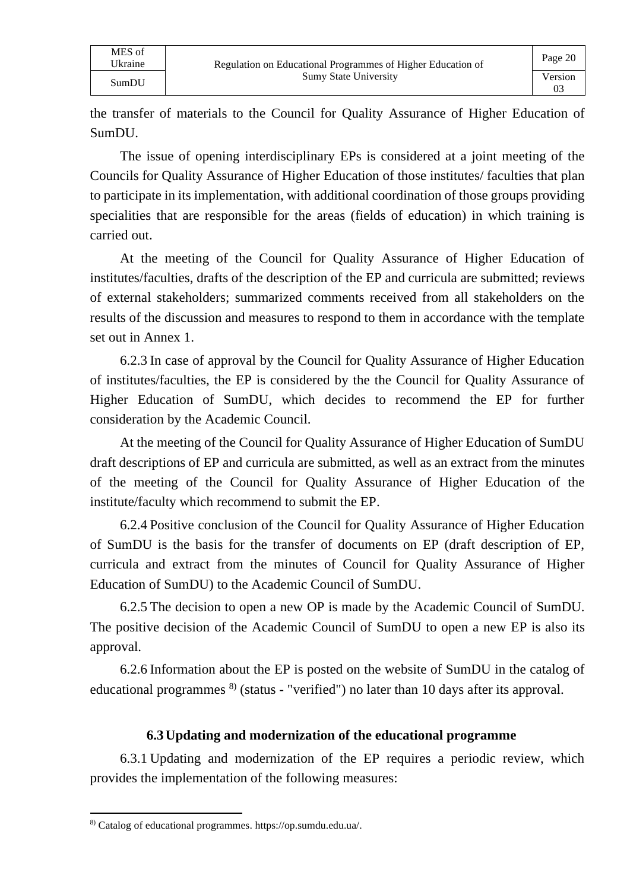the transfer of materials to the Council for Quality Assurance of Higher Education of SumDU.

The issue of opening interdisciplinary EPs is considered at a joint meeting of the Councils for Quality Assurance of Higher Education of those institutes/ faculties that plan to participate in its implementation, with additional coordination of those groups providing specialities that are responsible for the areas (fields of education) in which training is carried out.

At the meeting of the Council for Quality Assurance of Higher Education of institutes/faculties, drafts of the description of the EP and curricula are submitted; reviews of external stakeholders; summarized comments received from all stakeholders on the results of the discussion and measures to respond to them in accordance with the template set out in Annex 1.

6.2.3 In case of approval by the Council for Quality Assurance of Higher Education of institutes/faculties, the EP is considered by the the Council for Quality Assurance of Higher Education of SumDU, which decides to recommend the EP for further consideration by the Academic Council.

At the meeting of the Council for Quality Assurance of Higher Education of SumDU draft descriptions of EP and curricula are submitted, as well as an extract from the minutes of the meeting of the Council for Quality Assurance of Higher Education of the institute/faculty which recommend to submit the EP.

6.2.4 Positive conclusion of the Council for Quality Assurance of Higher Education of SumDU is the basis for the transfer of documents on EP (draft description of EP, curricula and extract from the minutes of Council for Quality Assurance of Higher Education of SumDU) to the Academic Council of SumDU.

6.2.5 The decision to open a new OP is made by the Academic Council of SumDU. The positive decision of the Academic Council of SumDU to open a new EP is also its approval.

6.2.6 Information about the EP is posted on the website of SumDU in the catalog of educational programmes [8)] (status - "verified") no later than 10 days after its approval.

## 6.3 Updating and modernization of the educational programme

6.3.1 Updating and modernization of the EP requires a periodic review, which provides the implementation of the following measures:

---

[8)] Catalog of educational programmes. https://op.sumdu.edu.ua/.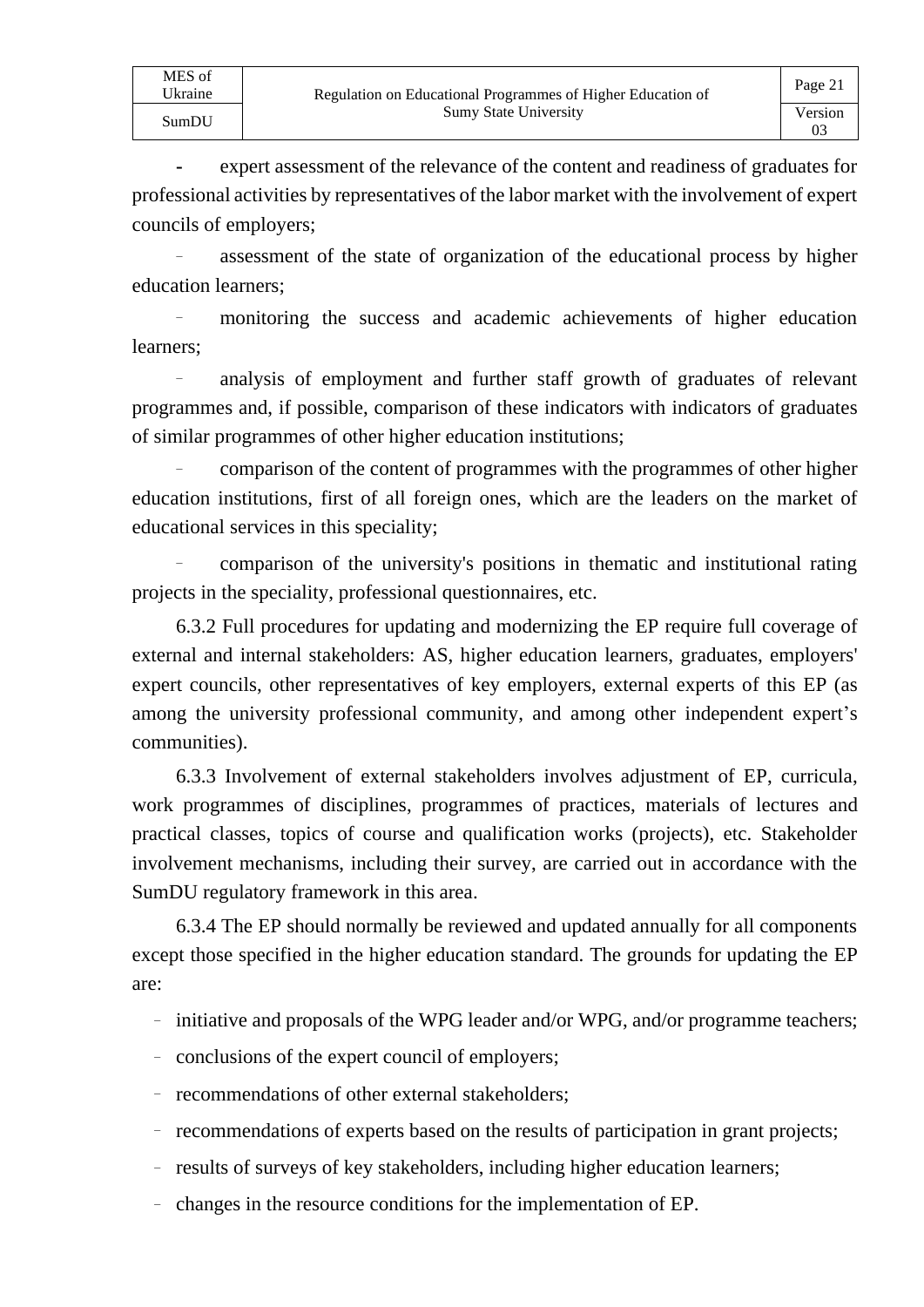- expert assessment of the relevance of the content and readiness of graduates for professional activities by representatives of the labor market with the involvement of expert councils of employers;
- assessment of the state of organization of the educational process by higher education learners;
- monitoring the success and academic achievements of higher education learners;
- analysis of employment and further staff growth of graduates of relevant programmes and, if possible, comparison of these indicators with indicators of graduates of similar programmes of other higher education institutions;
- comparison of the content of programmes with the programmes of other higher education institutions, first of all foreign ones, which are the leaders on the market of educational services in this speciality;
- comparison of the university's positions in thematic and institutional rating projects in the speciality, professional questionnaires, etc.

6.3.2 Full procedures for updating and modernizing the EP require full coverage of external and internal stakeholders: AS, higher education learners, graduates, employers' expert councils, other representatives of key employers, external experts of this EP (as among the university professional community, and among other independent expert's communities).

6.3.3 Involvement of external stakeholders involves adjustment of EP, curricula, work programmes of disciplines, programmes of practices, materials of lectures and practical classes, topics of course and qualification works (projects), etc. Stakeholder involvement mechanisms, including their survey, are carried out in accordance with the SumDU regulatory framework in this area.

6.3.4 The EP should normally be reviewed and updated annually for all components except those specified in the higher education standard. The grounds for updating the EP are:

- initiative and proposals of the WPG leader and/or WPG, and/or programme teachers;
- conclusions of the expert council of employers;
- recommendations of other external stakeholders;
- recommendations of experts based on the results of participation in grant projects;
- results of surveys of key stakeholders, including higher education learners;
- changes in the resource conditions for the implementation of EP.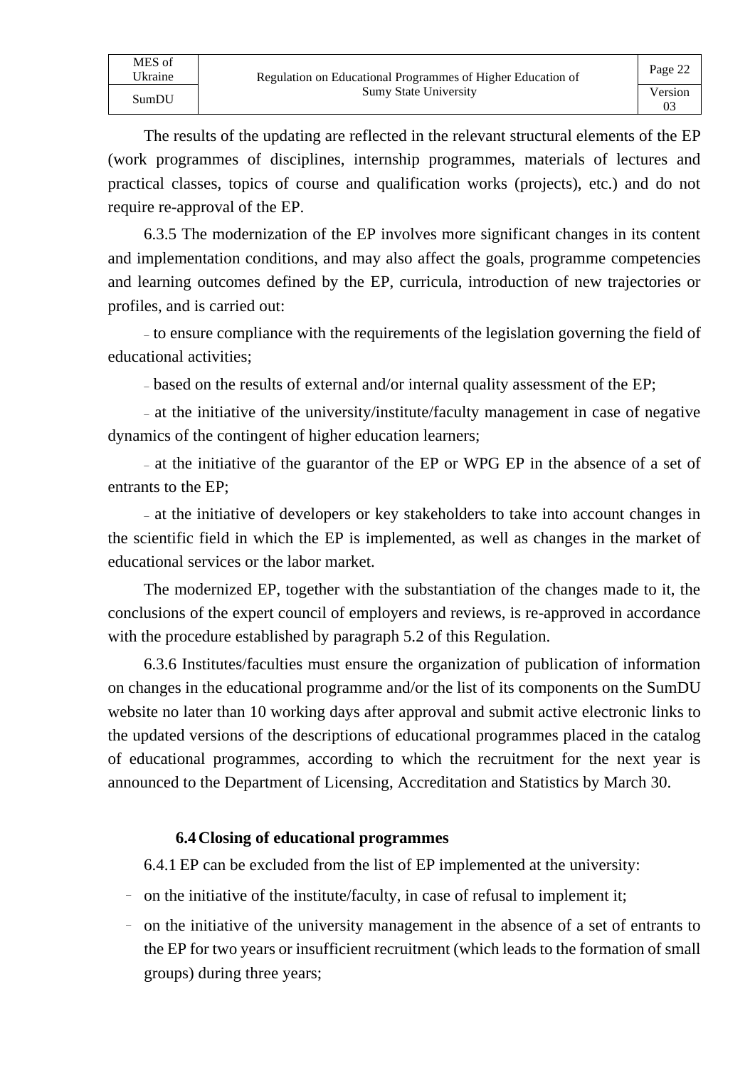The results of the updating are reflected in the relevant structural elements of the EP (work programmes of disciplines, internship programmes, materials of lectures and practical classes, topics of course and qualification works (projects), etc.) and do not require re-approval of the EP.

6.3.5 The modernization of the EP involves more significant changes in its content and implementation conditions, and may also affect the goals, programme competencies and learning outcomes defined by the EP, curricula, introduction of new trajectories or profiles, and is carried out:

- to ensure compliance with the requirements of the legislation governing the field of educational activities;
- based on the results of external and/or internal quality assessment of the EP;
- at the initiative of the university/institute/faculty management in case of negative dynamics of the contingent of higher education learners;
- at the initiative of the guarantor of the EP or WPG EP in the absence of a set of entrants to the EP;
- at the initiative of developers or key stakeholders to take into account changes in the scientific field in which the EP is implemented, as well as changes in the market of educational services or the labor market.

The modernized EP, together with the substantiation of the changes made to it, the conclusions of the expert council of employers and reviews, is re-approved in accordance with the procedure established by paragraph 5.2 of this Regulation.

6.3.6 Institutes/faculties must ensure the organization of publication of information on changes in the educational programme and/or the list of its components on the SumDU website no later than 10 working days after approval and submit active electronic links to the updated versions of the descriptions of educational programmes placed in the catalog of educational programmes, according to which the recruitment for the next year is announced to the Department of Licensing, Accreditation and Statistics by March 30.

### 6.4 Closing of educational programmes

6.4.1 EP can be excluded from the list of EP implemented at the university:

- on the initiative of the institute/faculty, in case of refusal to implement it;
- on the initiative of the university management in the absence of a set of entrants to the EP for two years or insufficient recruitment (which leads to the formation of small groups) during three years;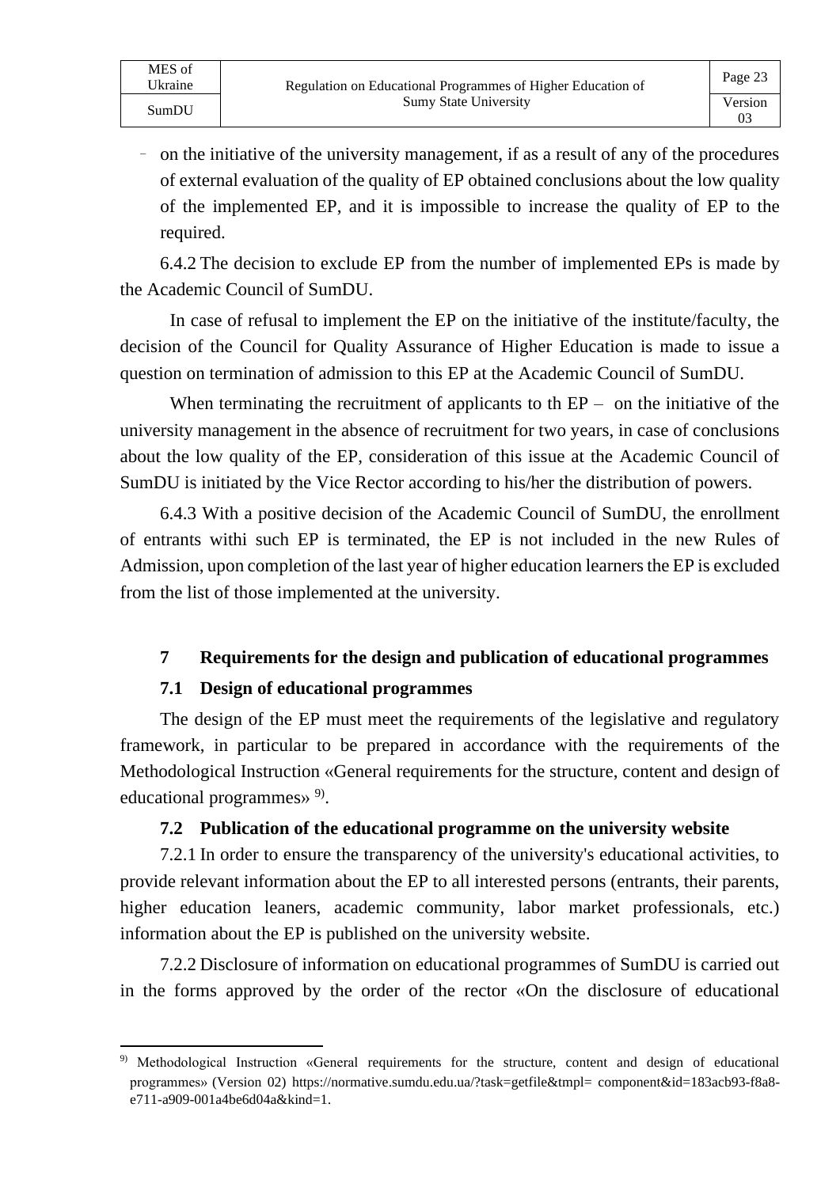- on the initiative of the university management, if as a result of any of the procedures of external evaluation of the quality of EP obtained conclusions about the low quality of the implemented EP, and it is impossible to increase the quality of EP to the required.

6.4.2 The decision to exclude EP from the number of implemented EPs is made by the Academic Council of SumDU.

In case of refusal to implement the EP on the initiative of the institute/faculty, the decision of the Council for Quality Assurance of Higher Education is made to issue a question on termination of admission to this EP at the Academic Council of SumDU.

When terminating the recruitment of applicants to th EP – on the initiative of the university management in the absence of recruitment for two years, in case of conclusions about the low quality of the EP, consideration of this issue at the Academic Council of SumDU is initiated by the Vice Rector according to his/her the distribution of powers.

6.4.3 With a positive decision of the Academic Council of SumDU, the enrollment of entrants withi such EP is terminated, the EP is not included in the new Rules of Admission, upon completion of the last year of higher education learners the EP is excluded from the list of those implemented at the university.

## 7 Requirements for the design and publication of educational programmes

### 7.1 Design of educational programmes

The design of the EP must meet the requirements of the legislative and regulatory framework, in particular to be prepared in accordance with the requirements of the Methodological Instruction «General requirements for the structure, content and design of educational programmes» [9].

### 7.2 Publication of the educational programme on the university website

7.2.1 In order to ensure the transparency of the university's educational activities, to provide relevant information about the EP to all interested persons (entrants, their parents, higher education leaners, academic community, labor market professionals, etc.) information about the EP is published on the university website.

7.2.2 Disclosure of information on educational programmes of SumDU is carried out in the forms approved by the order of the rector «On the disclosure of educational

---

[9] Methodological Instruction «General requirements for the structure, content and design of educational programmes» (Version 02) https://normative.sumdu.edu.ua/?task=getfile&tmpl= component&id=183acb93-f8a8-e711-a909-001a4be6d04a&kind=1.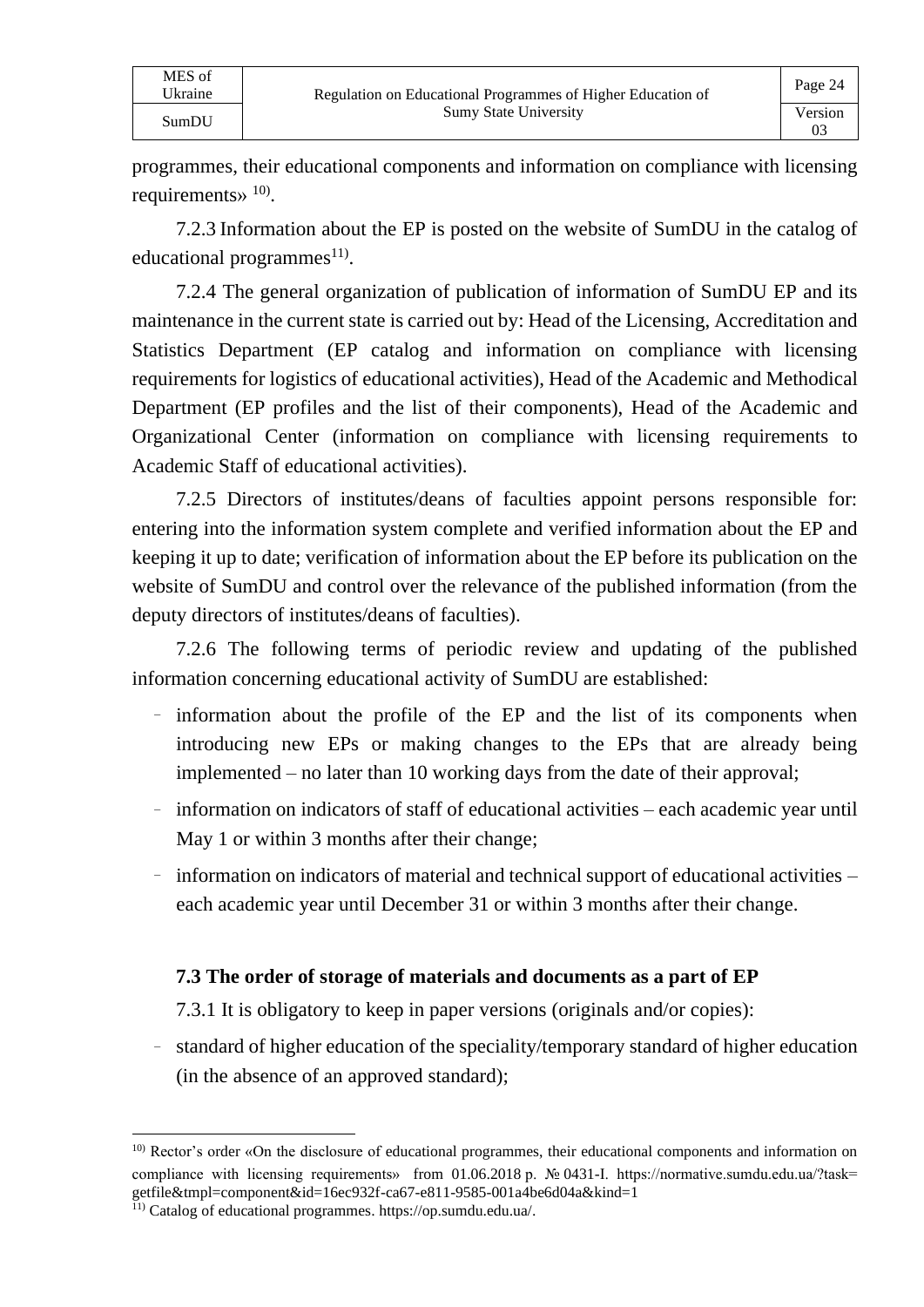programmes, their educational components and information on compliance with licensing requirements» [10].

7.2.3 Information about the EP is posted on the website of SumDU in the catalog of educational programmes[11].

7.2.4 The general organization of publication of information of SumDU EP and its maintenance in the current state is carried out by: Head of the Licensing, Accreditation and Statistics Department (EP catalog and information on compliance with licensing requirements for logistics of educational activities), Head of the Academic and Methodical Department (EP profiles and the list of their components), Head of the Academic and Organizational Center (information on compliance with licensing requirements to Academic Staff of educational activities).

7.2.5 Directors of institutes/deans of faculties appoint persons responsible for: entering into the information system complete and verified information about the EP and keeping it up to date; verification of information about the EP before its publication on the website of SumDU and control over the relevance of the published information (from the deputy directors of institutes/deans of faculties).

7.2.6 The following terms of periodic review and updating of the published information concerning educational activity of SumDU are established:

- information about the profile of the EP and the list of its components when introducing new EPs or making changes to the EPs that are already being implemented – no later than 10 working days from the date of their approval;
- information on indicators of staff of educational activities – each academic year until May 1 or within 3 months after their change;
- information on indicators of material and technical support of educational activities – each academic year until December 31 or within 3 months after their change.

### 7.3 The order of storage of materials and documents as a part of EP

7.3.1 It is obligatory to keep in paper versions (originals and/or copies):

- standard of higher education of the speciality/temporary standard of higher education (in the absence of an approved standard);

---

[10] Rector's order «On the disclosure of educational programmes, their educational components and information on compliance with licensing requirements» from 01.06.2018 р. № 0431-I. https://normative.sumdu.edu.ua/?task=getfile&tmpl=component&id=16ec932f-ca67-e811-9585-001a4be6d04a&kind=1

[11] Catalog of educational programmes. https://op.sumdu.edu.ua/.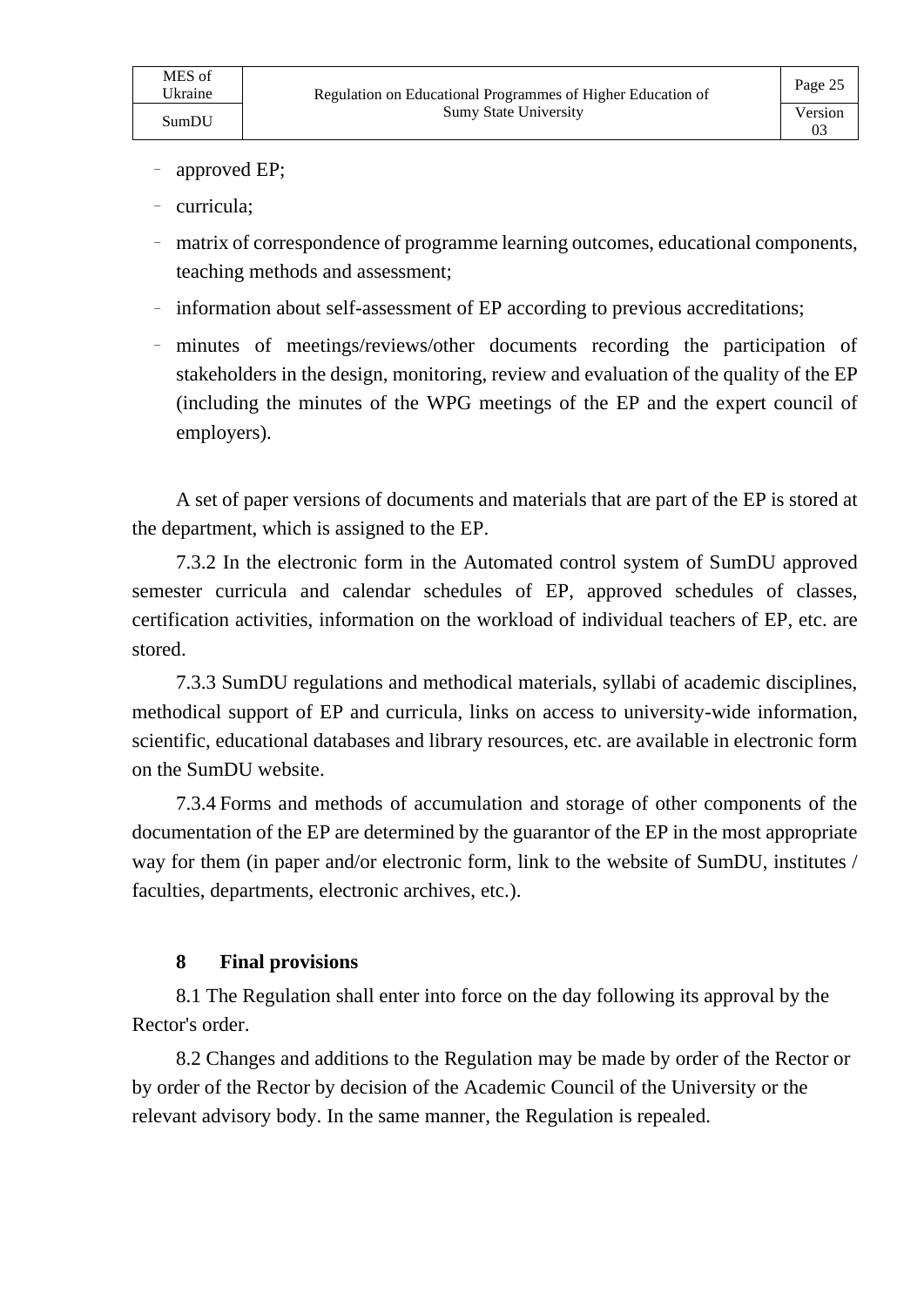- approved EP;
- curricula;
- matrix of correspondence of programme learning outcomes, educational components, teaching methods and assessment;
- information about self-assessment of EP according to previous accreditations;
- minutes of meetings/reviews/other documents recording the participation of stakeholders in the design, monitoring, review and evaluation of the quality of the EP (including the minutes of the WPG meetings of the EP and the expert council of employers).

A set of paper versions of documents and materials that are part of the EP is stored at the department, which is assigned to the EP.

7.3.2 In the electronic form in the Automated control system of SumDU approved semester curricula and calendar schedules of EP, approved schedules of classes, certification activities, information on the workload of individual teachers of EP, etc. are stored.

7.3.3 SumDU regulations and methodical materials, syllabi of academic disciplines, methodical support of EP and curricula, links on access to university-wide information, scientific, educational databases and library resources, etc. are available in electronic form on the SumDU website.

7.3.4 Forms and methods of accumulation and storage of other components of the documentation of the EP are determined by the guarantor of the EP in the most appropriate way for them (in paper and/or electronic form, link to the website of SumDU, institutes / faculties, departments, electronic archives, etc.).

## 8 Final provisions

8.1 The Regulation shall enter into force on the day following its approval by the Rector's order.

8.2 Changes and additions to the Regulation may be made by order of the Rector or by order of the Rector by decision of the Academic Council of the University or the relevant advisory body. In the same manner, the Regulation is repealed.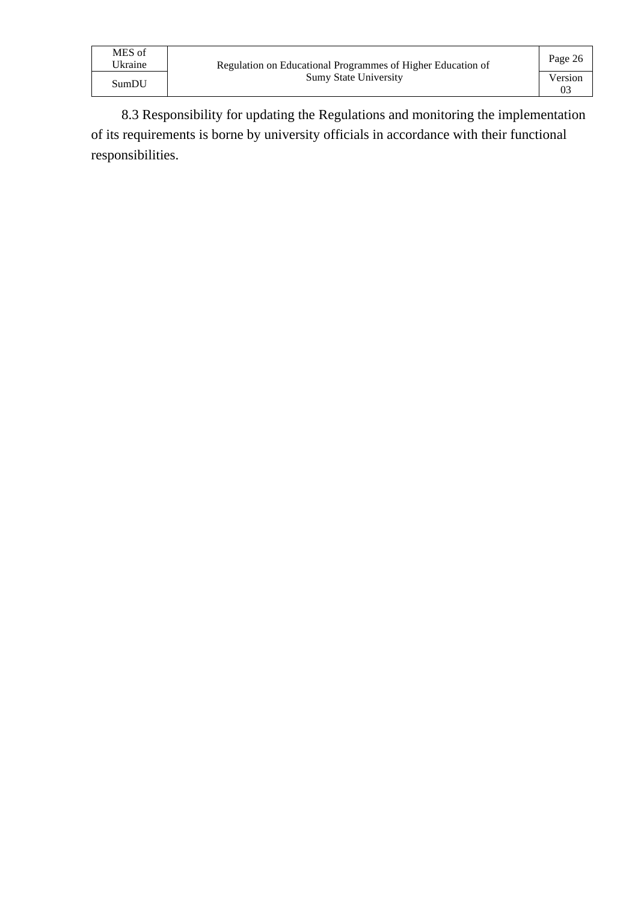8.3 Responsibility for updating the Regulations and monitoring the implementation of its requirements is borne by university officials in accordance with their functional responsibilities.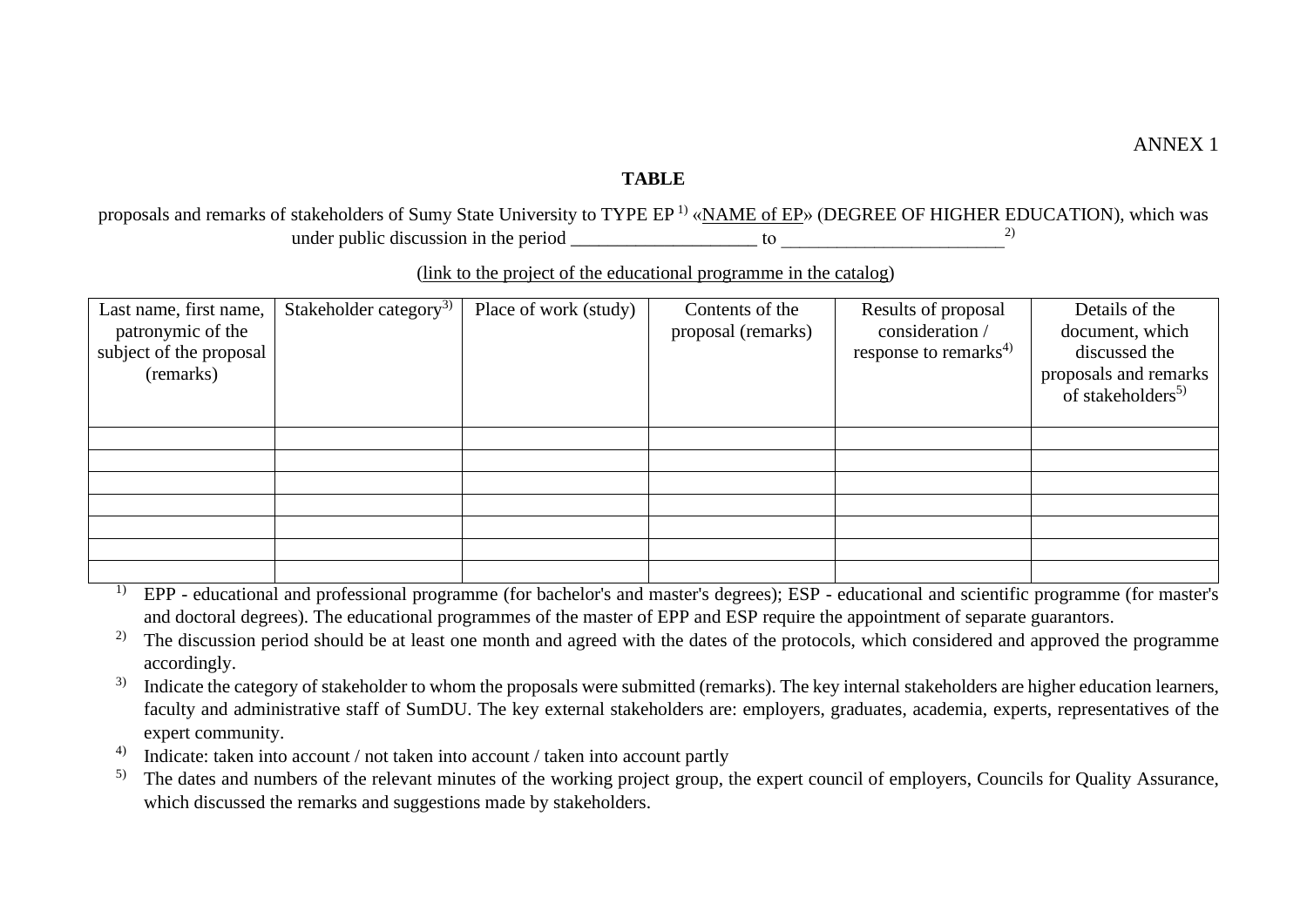ANNEX 1

**TABLE**

proposals and remarks of stakeholders of Sumy State University to TYPE EP [1] «NAME of EP» (DEGREE OF HIGHER EDUCATION), which was under public discussion in the period ____________________ to ________________________ [2]

(link to the project of the educational programme in the catalog)

| Last name, first name, patronymic of the subject of the proposal (remarks) | Stakeholder category[3] | Place of work (study) | Contents of the proposal (remarks) | Results of proposal consideration / response to remarks[4] | Details of the document, which discussed the proposals and remarks of stakeholders[5] |
|---|---|---|---|---|---|
| | | | | | |
| | | | | | |
| | | | | | |
| | | | | | |
| | | | | | |
| | | | | | |
| | | | | | |

[1] EPP - educational and professional programme (for bachelor's and master's degrees); ESP - educational and scientific programme (for master's and doctoral degrees). The educational programmes of the master of EPP and ESP require the appointment of separate guarantors.

[2] The discussion period should be at least one month and agreed with the dates of the protocols, which considered and approved the programme accordingly.

[3] Indicate the category of stakeholder to whom the proposals were submitted (remarks). The key internal stakeholders are higher education learners, faculty and administrative staff of SumDU. The key external stakeholders are: employers, graduates, academia, experts, representatives of the expert community.

[4] Indicate: taken into account / not taken into account / taken into account partly

[5] The dates and numbers of the relevant minutes of the working project group, the expert council of employers, Councils for Quality Assurance, which discussed the remarks and suggestions made by stakeholders.